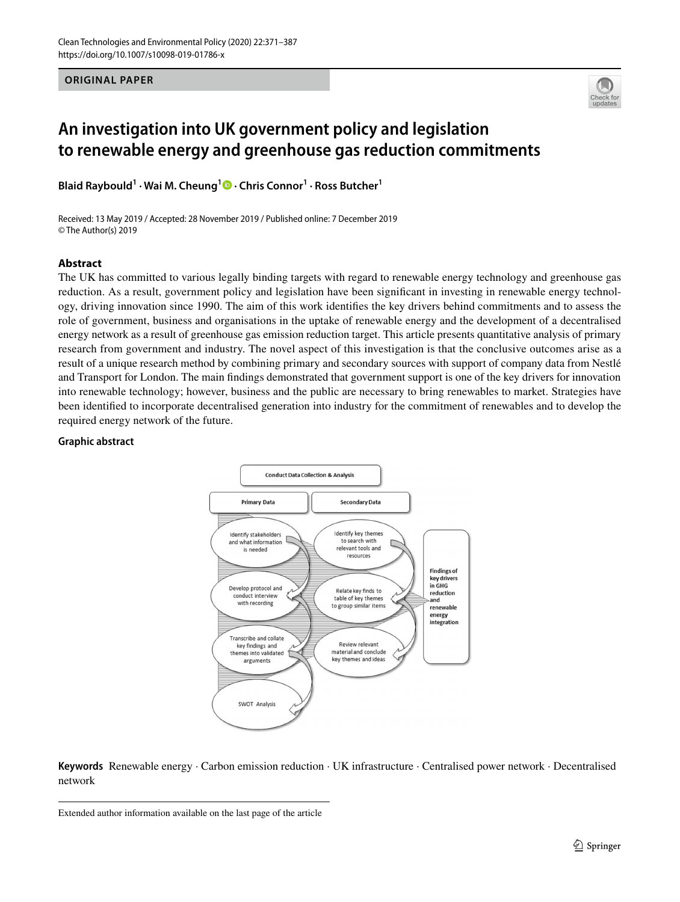Clean Technologies and Environmental Policy (2020) 22:371–387
https://doi.org/10.1007/s10098-019-01786-x

**ORIGINAL PAPER**

# An investigation into UK government policy and legislation to renewable energy and greenhouse gas reduction commitments

**Blaid Raybould[1] · Wai M. Cheung[1] · Chris Connor[1] · Ross Butcher[1]**

Received: 13 May 2019 / Accepted: 28 November 2019 / Published online: 7 December 2019
© The Author(s) 2019

## Abstract

The UK has committed to various legally binding targets with regard to renewable energy technology and greenhouse gas reduction. As a result, government policy and legislation have been significant in investing in renewable energy technology, driving innovation since 1990. The aim of this work identifies the key drivers behind commitments and to assess the role of government, business and organisations in the uptake of renewable energy and the development of a decentralised energy network as a result of greenhouse gas emission reduction target. This article presents quantitative analysis of primary research from government and industry. The novel aspect of this investigation is that the conclusive outcomes arise as a result of a unique research method by combining primary and secondary sources with support of company data from Nestlé and Transport for London. The main findings demonstrated that government support is one of the key drivers for innovation into renewable technology; however, business and the public are necessary to bring renewables to market. Strategies have been identified to incorporate decentralised generation into industry for the commitment of renewables and to develop the required energy network of the future.

## Graphic abstract

Conduct Data Collection & Analysis

Primary Data | Secondary Data

- Identify stakeholders and what information is needed
- Develop protocol and conduct interview with recording
- Transcribe and collate key findings and themes into validated arguments
- SWOT Analysis

- Identify key themes to search with relevant tools and resources
- Relate key finds to table of key themes to group similar items
- Review relevant material and conclude key themes and ideas

Findings of key drivers in GHG reduction and renewable energy integration

**Keywords** Renewable energy · Carbon emission reduction · UK infrastructure · Centralised power network · Decentralised network

Extended author information available on the last page of the article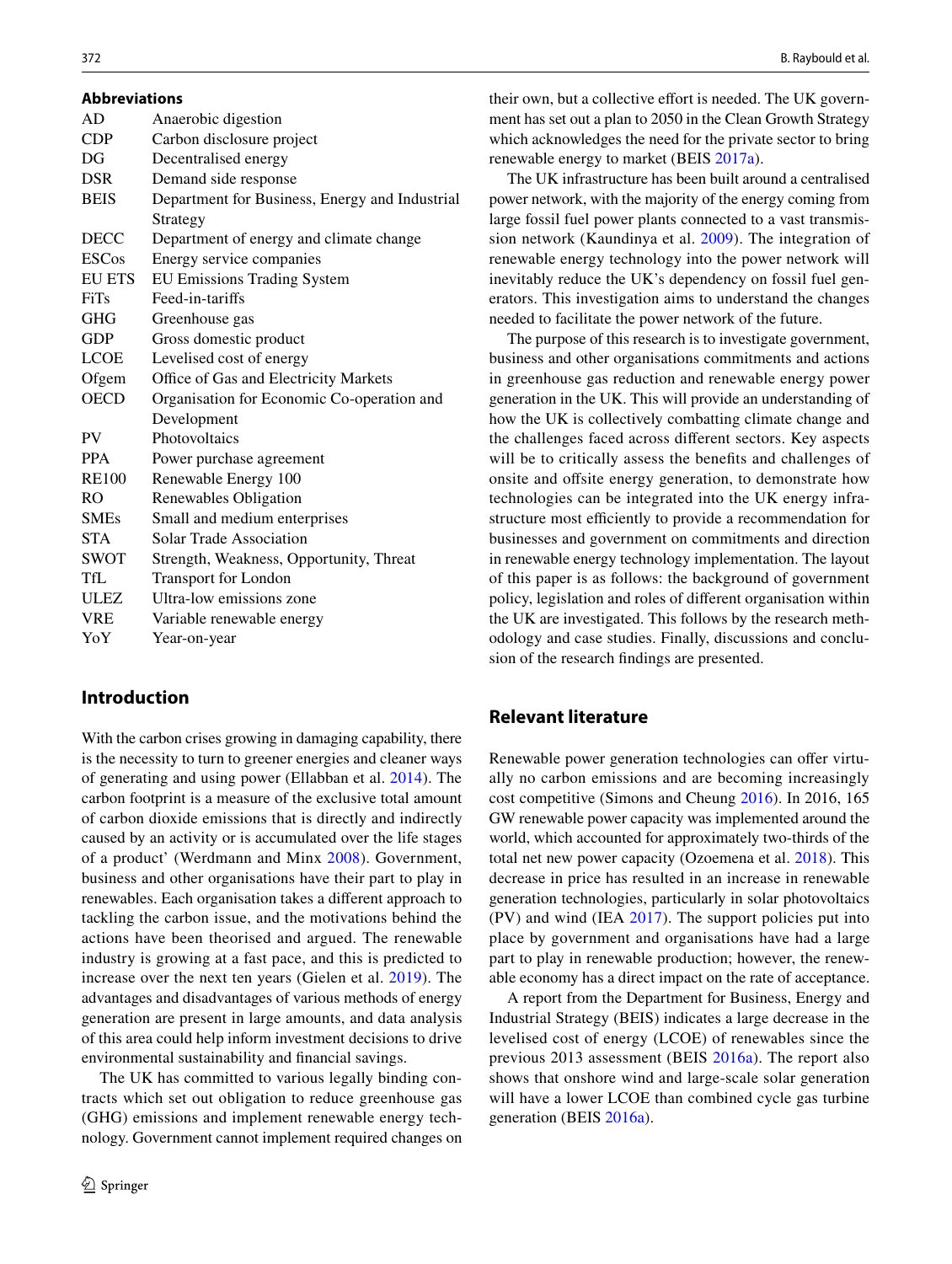**Abbreviations**

| | |
|---|---|
| AD | Anaerobic digestion |
| CDP | Carbon disclosure project |
| DG | Decentralised energy |
| DSR | Demand side response |
| BEIS | Department for Business, Energy and Industrial Strategy |
| DECC | Department of energy and climate change |
| ESCos | Energy service companies |
| EU ETS | EU Emissions Trading System |
| FiTs | Feed-in-tariffs |
| GHG | Greenhouse gas |
| GDP | Gross domestic product |
| LCOE | Levelised cost of energy |
| Ofgem | Office of Gas and Electricity Markets |
| OECD | Organisation for Economic Co-operation and Development |
| PV | Photovoltaics |
| PPA | Power purchase agreement |
| RE100 | Renewable Energy 100 |
| RO | Renewables Obligation |
| SMEs | Small and medium enterprises |
| STA | Solar Trade Association |
| SWOT | Strength, Weakness, Opportunity, Threat |
| TfL | Transport for London |
| ULEZ | Ultra-low emissions zone |
| VRE | Variable renewable energy |
| YoY | Year-on-year |

## Introduction

With the carbon crises growing in damaging capability, there is the necessity to turn to greener energies and cleaner ways of generating and using power (Ellabban et al. 2014). The carbon footprint is a measure of the exclusive total amount of carbon dioxide emissions that is directly and indirectly caused by an activity or is accumulated over the life stages of a product' (Werdmann and Minx 2008). Government, business and other organisations have their part to play in renewables. Each organisation takes a different approach to tackling the carbon issue, and the motivations behind the actions have been theorised and argued. The renewable industry is growing at a fast pace, and this is predicted to increase over the next ten years (Gielen et al. 2019). The advantages and disadvantages of various methods of energy generation are present in large amounts, and data analysis of this area could help inform investment decisions to drive environmental sustainability and financial savings.

The UK has committed to various legally binding contracts which set out obligation to reduce greenhouse gas (GHG) emissions and implement renewable energy technology. Government cannot implement required changes on their own, but a collective effort is needed. The UK government has set out a plan to 2050 in the Clean Growth Strategy which acknowledges the need for the private sector to bring renewable energy to market (BEIS 2017a).

The UK infrastructure has been built around a centralised power network, with the majority of the energy coming from large fossil fuel power plants connected to a vast transmission network (Kaundinya et al. 2009). The integration of renewable energy technology into the power network will inevitably reduce the UK's dependency on fossil fuel generators. This investigation aims to understand the changes needed to facilitate the power network of the future.

The purpose of this research is to investigate government, business and other organisations commitments and actions in greenhouse gas reduction and renewable energy power generation in the UK. This will provide an understanding of how the UK is collectively combatting climate change and the challenges faced across different sectors. Key aspects will be to critically assess the benefits and challenges of onsite and offsite energy generation, to demonstrate how technologies can be integrated into the UK energy infrastructure most efficiently to provide a recommendation for businesses and government on commitments and direction in renewable energy technology implementation. The layout of this paper is as follows: the background of government policy, legislation and roles of different organisation within the UK are investigated. This follows by the research methodology and case studies. Finally, discussions and conclusion of the research findings are presented.

## Relevant literature

Renewable power generation technologies can offer virtually no carbon emissions and are becoming increasingly cost competitive (Simons and Cheung 2016). In 2016, 165 GW renewable power capacity was implemented around the world, which accounted for approximately two-thirds of the total net new power capacity (Ozoemena et al. 2018). This decrease in price has resulted in an increase in renewable generation technologies, particularly in solar photovoltaics (PV) and wind (IEA 2017). The support policies put into place by government and organisations have had a large part to play in renewable production; however, the renewable economy has a direct impact on the rate of acceptance.

A report from the Department for Business, Energy and Industrial Strategy (BEIS) indicates a large decrease in the levelised cost of energy (LCOE) of renewables since the previous 2013 assessment (BEIS 2016a). The report also shows that onshore wind and large-scale solar generation will have a lower LCOE than combined cycle gas turbine generation (BEIS 2016a).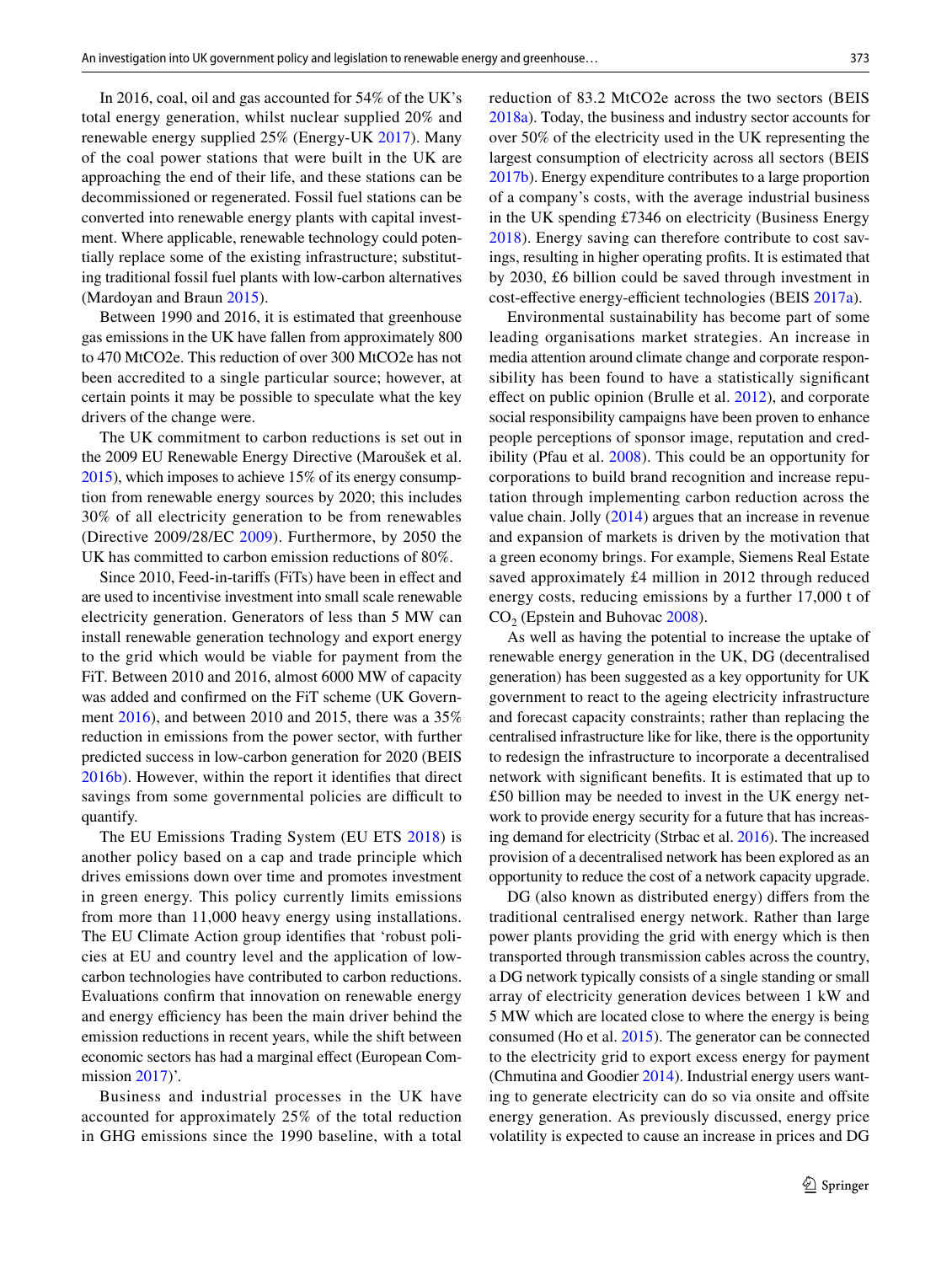In 2016, coal, oil and gas accounted for 54% of the UK's total energy generation, whilst nuclear supplied 20% and renewable energy supplied 25% (Energy-UK 2017). Many of the coal power stations that were built in the UK are approaching the end of their life, and these stations can be decommissioned or regenerated. Fossil fuel stations can be converted into renewable energy plants with capital investment. Where applicable, renewable technology could potentially replace some of the existing infrastructure; substituting traditional fossil fuel plants with low-carbon alternatives (Mardoyan and Braun 2015).

Between 1990 and 2016, it is estimated that greenhouse gas emissions in the UK have fallen from approximately 800 to 470 MtCO2e. This reduction of over 300 MtCO2e has not been accredited to a single particular source; however, at certain points it may be possible to speculate what the key drivers of the change were.

The UK commitment to carbon reductions is set out in the 2009 EU Renewable Energy Directive (Maroušek et al. 2015), which imposes to achieve 15% of its energy consumption from renewable energy sources by 2020; this includes 30% of all electricity generation to be from renewables (Directive 2009/28/EC 2009). Furthermore, by 2050 the UK has committed to carbon emission reductions of 80%.

Since 2010, Feed-in-tariffs (FiTs) have been in effect and are used to incentivise investment into small scale renewable electricity generation. Generators of less than 5 MW can install renewable generation technology and export energy to the grid which would be viable for payment from the FiT. Between 2010 and 2016, almost 6000 MW of capacity was added and confirmed on the FiT scheme (UK Government 2016), and between 2010 and 2015, there was a 35% reduction in emissions from the power sector, with further predicted success in low-carbon generation for 2020 (BEIS 2016b). However, within the report it identifies that direct savings from some governmental policies are difficult to quantify.

The EU Emissions Trading System (EU ETS 2018) is another policy based on a cap and trade principle which drives emissions down over time and promotes investment in green energy. This policy currently limits emissions from more than 11,000 heavy energy using installations. The EU Climate Action group identifies that 'robust policies at EU and country level and the application of low-carbon technologies have contributed to carbon reductions. Evaluations confirm that innovation on renewable energy and energy efficiency has been the main driver behind the emission reductions in recent years, while the shift between economic sectors has had a marginal effect (European Commission 2017)'.

Business and industrial processes in the UK have accounted for approximately 25% of the total reduction in GHG emissions since the 1990 baseline, with a total reduction of 83.2 MtCO2e across the two sectors (BEIS 2018a). Today, the business and industry sector accounts for over 50% of the electricity used in the UK representing the largest consumption of electricity across all sectors (BEIS 2017b). Energy expenditure contributes to a large proportion of a company's costs, with the average industrial business in the UK spending £7346 on electricity (Business Energy 2018). Energy saving can therefore contribute to cost savings, resulting in higher operating profits. It is estimated that by 2030, £6 billion could be saved through investment in cost-effective energy-efficient technologies (BEIS 2017a).

Environmental sustainability has become part of some leading organisations market strategies. An increase in media attention around climate change and corporate responsibility has been found to have a statistically significant effect on public opinion (Brulle et al. 2012), and corporate social responsibility campaigns have been proven to enhance people perceptions of sponsor image, reputation and credibility (Pfau et al. 2008). This could be an opportunity for corporations to build brand recognition and increase reputation through implementing carbon reduction across the value chain. Jolly (2014) argues that an increase in revenue and expansion of markets is driven by the motivation that a green economy brings. For example, Siemens Real Estate saved approximately £4 million in 2012 through reduced energy costs, reducing emissions by a further 17,000 t of $CO_2$ (Epstein and Buhovac 2008).

As well as having the potential to increase the uptake of renewable energy generation in the UK, DG (decentralised generation) has been suggested as a key opportunity for UK government to react to the ageing electricity infrastructure and forecast capacity constraints; rather than replacing the centralised infrastructure like for like, there is the opportunity to redesign the infrastructure to incorporate a decentralised network with significant benefits. It is estimated that up to £50 billion may be needed to invest in the UK energy network to provide energy security for a future that has increasing demand for electricity (Strbac et al. 2016). The increased provision of a decentralised network has been explored as an opportunity to reduce the cost of a network capacity upgrade.

DG (also known as distributed energy) differs from the traditional centralised energy network. Rather than large power plants providing the grid with energy which is then transported through transmission cables across the country, a DG network typically consists of a single standing or small array of electricity generation devices between 1 kW and 5 MW which are located close to where the energy is being consumed (Ho et al. 2015). The generator can be connected to the electricity grid to export excess energy for payment (Chmutina and Goodier 2014). Industrial energy users wanting to generate electricity can do so via onsite and offsite energy generation. As previously discussed, energy price volatility is expected to cause an increase in prices and DG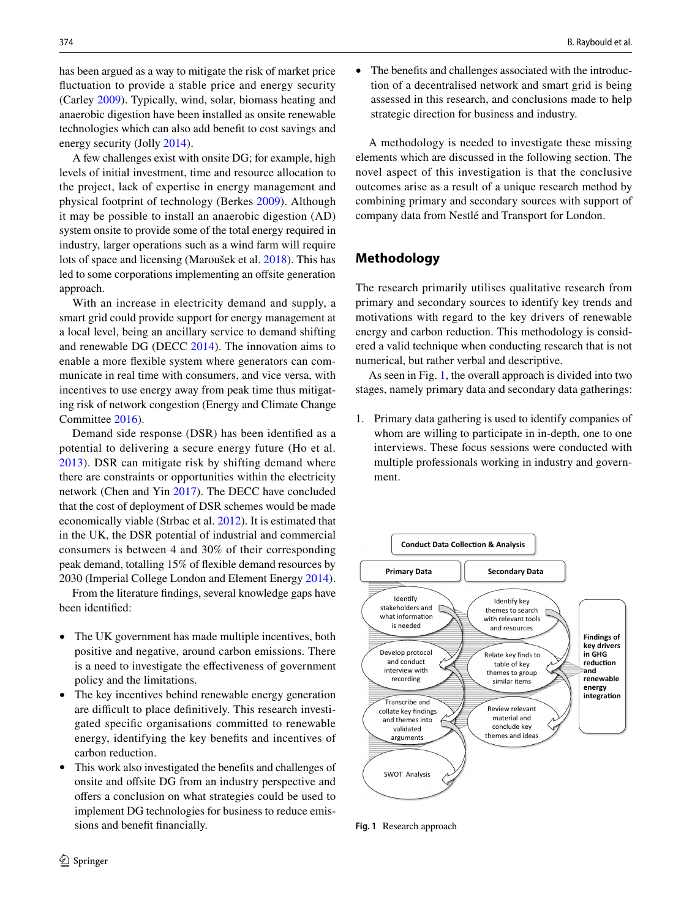has been argued as a way to mitigate the risk of market price fluctuation to provide a stable price and energy security (Carley 2009). Typically, wind, solar, biomass heating and anaerobic digestion have been installed as onsite renewable technologies which can also add benefit to cost savings and energy security (Jolly 2014).

A few challenges exist with onsite DG; for example, high levels of initial investment, time and resource allocation to the project, lack of expertise in energy management and physical footprint of technology (Berkes 2009). Although it may be possible to install an anaerobic digestion (AD) system onsite to provide some of the total energy required in industry, larger operations such as a wind farm will require lots of space and licensing (Maroušek et al. 2018). This has led to some corporations implementing an offsite generation approach.

With an increase in electricity demand and supply, a smart grid could provide support for energy management at a local level, being an ancillary service to demand shifting and renewable DG (DECC 2014). The innovation aims to enable a more flexible system where generators can communicate in real time with consumers, and vice versa, with incentives to use energy away from peak time thus mitigating risk of network congestion (Energy and Climate Change Committee 2016).

Demand side response (DSR) has been identified as a potential to delivering a secure energy future (Ho et al. 2013). DSR can mitigate risk by shifting demand where there are constraints or opportunities within the electricity network (Chen and Yin 2017). The DECC have concluded that the cost of deployment of DSR schemes would be made economically viable (Strbac et al. 2012). It is estimated that in the UK, the DSR potential of industrial and commercial consumers is between 4 and 30% of their corresponding peak demand, totalling 15% of flexible demand resources by 2030 (Imperial College London and Element Energy 2014).

From the literature findings, several knowledge gaps have been identified:

- The UK government has made multiple incentives, both positive and negative, around carbon emissions. There is a need to investigate the effectiveness of government policy and the limitations.
- The key incentives behind renewable energy generation are difficult to place definitively. This research investigated specific organisations committed to renewable energy, identifying the key benefits and incentives of carbon reduction.
- This work also investigated the benefits and challenges of onsite and offsite DG from an industry perspective and offers a conclusion on what strategies could be used to implement DG technologies for business to reduce emissions and benefit financially.
- The benefits and challenges associated with the introduction of a decentralised network and smart grid is being assessed in this research, and conclusions made to help strategic direction for business and industry.

A methodology is needed to investigate these missing elements which are discussed in the following section. The novel aspect of this investigation is that the conclusive outcomes arise as a result of a unique research method by combining primary and secondary sources with support of company data from Nestlé and Transport for London.

## Methodology

The research primarily utilises qualitative research from primary and secondary sources to identify key trends and motivations with regard to the key drivers of renewable energy and carbon reduction. This methodology is considered a valid technique when conducting research that is not numerical, but rather verbal and descriptive.

As seen in Fig. 1, the overall approach is divided into two stages, namely primary data and secondary data gatherings:

1. Primary data gathering is used to identify companies of whom are willing to participate in in-depth, one to one interviews. These focus sessions were conducted with multiple professionals working in industry and government.

Conduct Data Collection & Analysis

| Primary Data | Secondary Data |
|---|---|
| Identify stakeholders and what information is needed | Identify key themes to search with relevant tools and resources |
| Develop protocol and conduct interview with recording | Relate key finds to table of key themes to group similar items |
| Transcribe and collate key findings and themes into validated arguments | Review relevant material and conclude key themes and ideas |
| SWOT Analysis | |

Findings of key drivers in GHG reduction and renewable energy integration

**Fig. 1** Research approach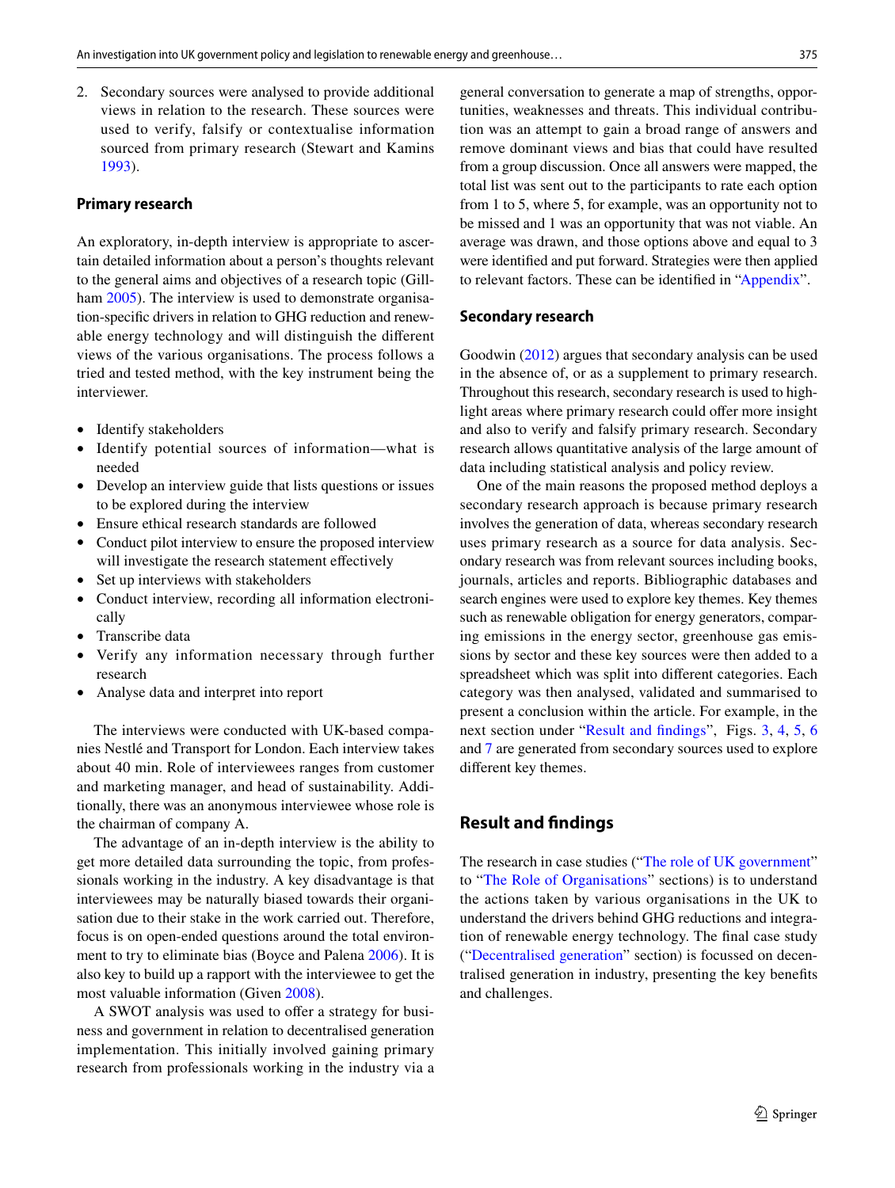2. Secondary sources were analysed to provide additional views in relation to the research. These sources were used to verify, falsify or contextualise information sourced from primary research (Stewart and Kamins 1993).

### Primary research

An exploratory, in-depth interview is appropriate to ascertain detailed information about a person's thoughts relevant to the general aims and objectives of a research topic (Gillham 2005). The interview is used to demonstrate organisation-specific drivers in relation to GHG reduction and renewable energy technology and will distinguish the different views of the various organisations. The process follows a tried and tested method, with the key instrument being the interviewer.

- Identify stakeholders
- Identify potential sources of information—what is needed
- Develop an interview guide that lists questions or issues to be explored during the interview
- Ensure ethical research standards are followed
- Conduct pilot interview to ensure the proposed interview will investigate the research statement effectively
- Set up interviews with stakeholders
- Conduct interview, recording all information electronically
- Transcribe data
- Verify any information necessary through further research
- Analyse data and interpret into report

The interviews were conducted with UK-based companies Nestlé and Transport for London. Each interview takes about 40 min. Role of interviewees ranges from customer and marketing manager, and head of sustainability. Additionally, there was an anonymous interviewee whose role is the chairman of company A.

The advantage of an in-depth interview is the ability to get more detailed data surrounding the topic, from professionals working in the industry. A key disadvantage is that interviewees may be naturally biased towards their organisation due to their stake in the work carried out. Therefore, focus is on open-ended questions around the total environment to try to eliminate bias (Boyce and Palena 2006). It is also key to build up a rapport with the interviewee to get the most valuable information (Given 2008).

A SWOT analysis was used to offer a strategy for business and government in relation to decentralised generation implementation. This initially involved gaining primary research from professionals working in the industry via a general conversation to generate a map of strengths, opportunities, weaknesses and threats. This individual contribution was an attempt to gain a broad range of answers and remove dominant views and bias that could have resulted from a group discussion. Once all answers were mapped, the total list was sent out to the participants to rate each option from 1 to 5, where 5, for example, was an opportunity not to be missed and 1 was an opportunity that was not viable. An average was drawn, and those options above and equal to 3 were identified and put forward. Strategies were then applied to relevant factors. These can be identified in "Appendix".

### Secondary research

Goodwin (2012) argues that secondary analysis can be used in the absence of, or as a supplement to primary research. Throughout this research, secondary research is used to highlight areas where primary research could offer more insight and also to verify and falsify primary research. Secondary research allows quantitative analysis of the large amount of data including statistical analysis and policy review.

One of the main reasons the proposed method deploys a secondary research approach is because primary research involves the generation of data, whereas secondary research uses primary research as a source for data analysis. Secondary research was from relevant sources including books, journals, articles and reports. Bibliographic databases and search engines were used to explore key themes. Key themes such as renewable obligation for energy generators, comparing emissions in the energy sector, greenhouse gas emissions by sector and these key sources were then added to a spreadsheet which was split into different categories. Each category was then analysed, validated and summarised to present a conclusion within the article. For example, in the next section under "Result and findings", Figs. 3, 4, 5, 6 and 7 are generated from secondary sources used to explore different key themes.

## Result and findings

The research in case studies ("The role of UK government" to "The Role of Organisations" sections) is to understand the actions taken by various organisations in the UK to understand the drivers behind GHG reductions and integration of renewable energy technology. The final case study ("Decentralised generation" section) is focussed on decentralised generation in industry, presenting the key benefits and challenges.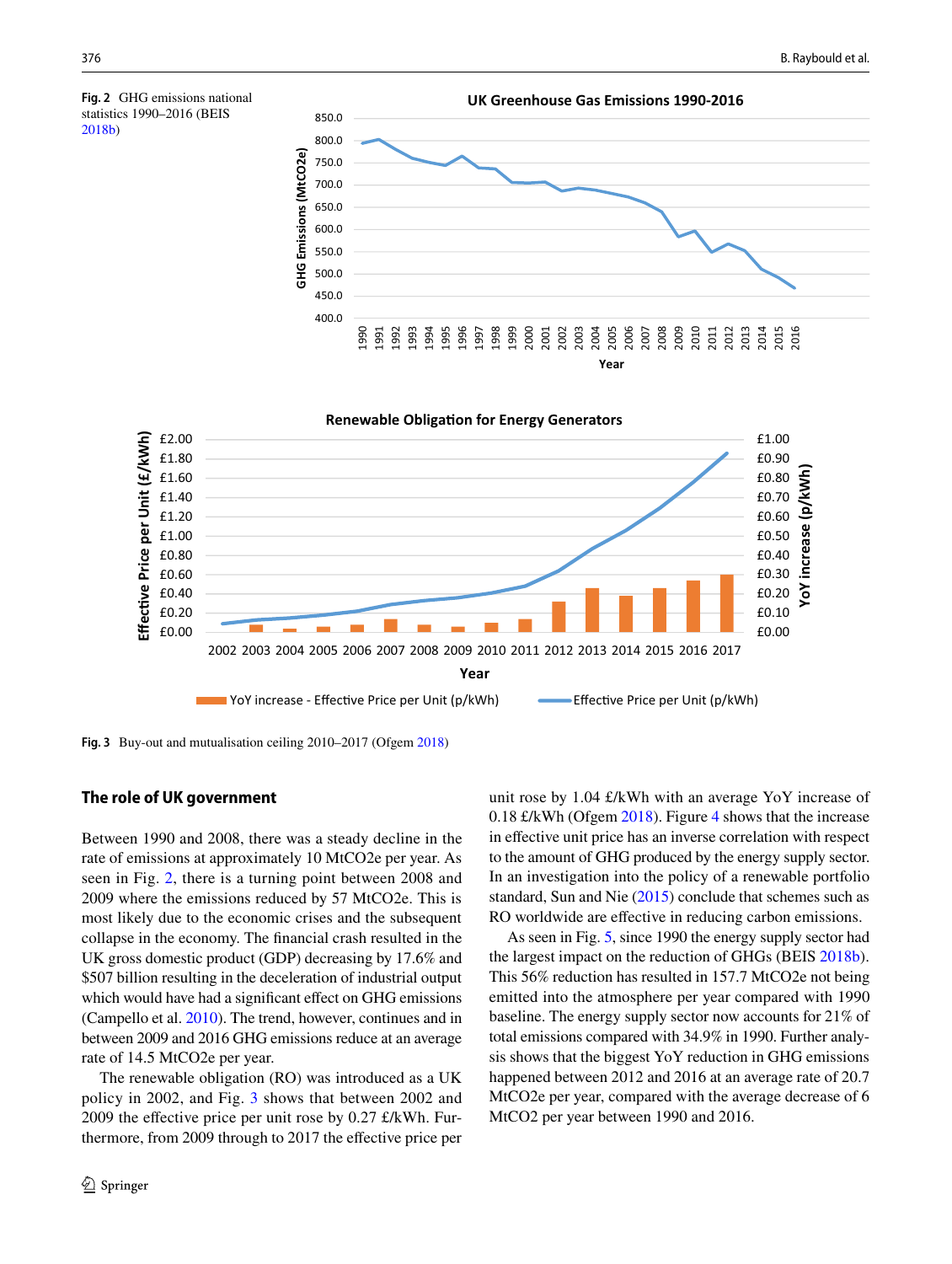**Fig. 2** GHG emissions national statistics 1990–2016 (BEIS 2018b)

**Fig. 3** Buy-out and mutualisation ceiling 2010–2017 (Ofgem 2018)

## The role of UK government

Between 1990 and 2008, there was a steady decline in the rate of emissions at approximately 10 MtCO2e per year. As seen in Fig. 2, there is a turning point between 2008 and 2009 where the emissions reduced by 57 MtCO2e. This is most likely due to the economic crises and the subsequent collapse in the economy. The financial crash resulted in the UK gross domestic product (GDP) decreasing by 17.6% and $507 billion resulting in the deceleration of industrial output which would have had a significant effect on GHG emissions (Campello et al. 2010). The trend, however, continues and in between 2009 and 2016 GHG emissions reduce at an average rate of 14.5 MtCO2e per year.

The renewable obligation (RO) was introduced as a UK policy in 2002, and Fig. 3 shows that between 2002 and 2009 the effective price per unit rose by 0.27 £/kWh. Furthermore, from 2009 through to 2017 the effective price per unit rose by 1.04 £/kWh with an average YoY increase of 0.18 £/kWh (Ofgem 2018). Figure 4 shows that the increase in effective unit price has an inverse correlation with respect to the amount of GHG produced by the energy supply sector. In an investigation into the policy of a renewable portfolio standard, Sun and Nie (2015) conclude that schemes such as RO worldwide are effective in reducing carbon emissions.

As seen in Fig. 5, since 1990 the energy supply sector had the largest impact on the reduction of GHGs (BEIS 2018b). This 56% reduction has resulted in 157.7 MtCO2e not being emitted into the atmosphere per year compared with 1990 baseline. The energy supply sector now accounts for 21% of total emissions compared with 34.9% in 1990. Further analysis shows that the biggest YoY reduction in GHG emissions happened between 2012 and 2016 at an average rate of 20.7 MtCO2e per year, compared with the average decrease of 6 MtCO2 per year between 1990 and 2016.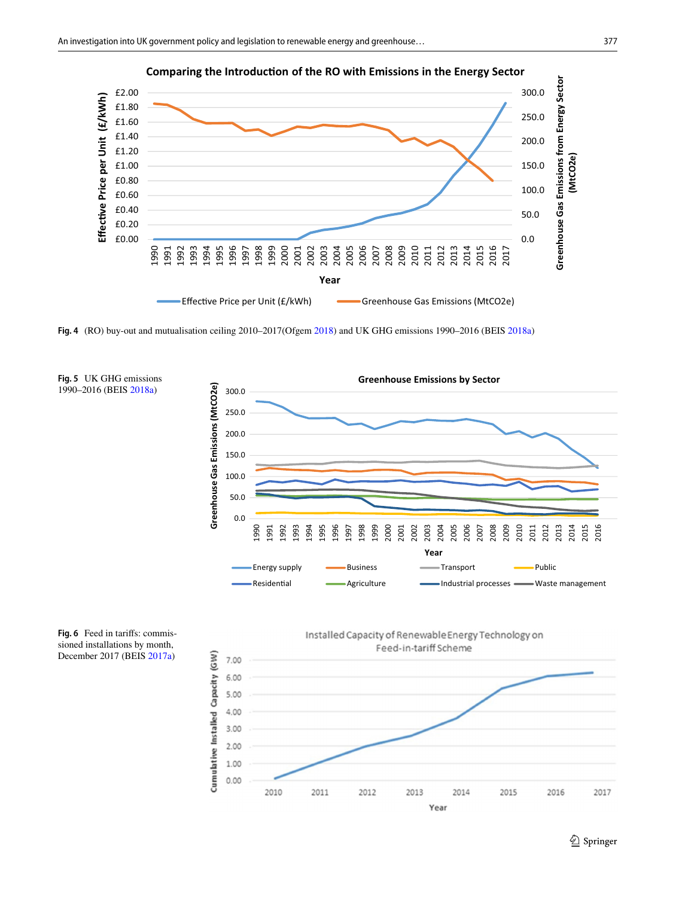Fig. 4 (RO) buy-out and mutualisation ceiling 2010–2017(Ofgem 2018) and UK GHG emissions 1990–2016 (BEIS 2018a)

Fig. 5 UK GHG emissions 1990–2016 (BEIS 2018a)

Fig. 6 Feed in tariffs: commissioned installations by month, December 2017 (BEIS 2017a)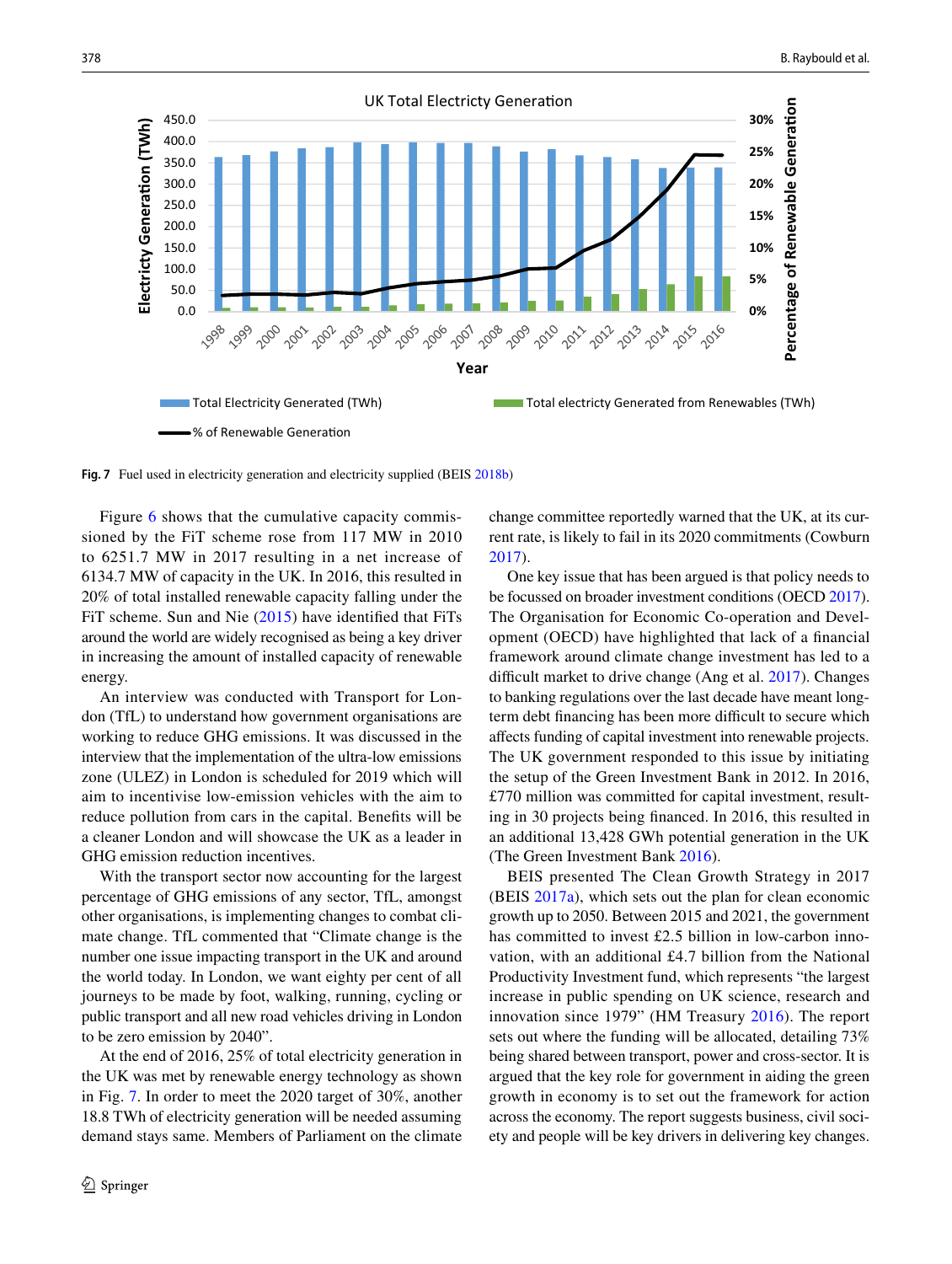Fig. 7 Fuel used in electricity generation and electricity supplied (BEIS 2018b)

Figure 6 shows that the cumulative capacity commissioned by the FiT scheme rose from 117 MW in 2010 to 6251.7 MW in 2017 resulting in a net increase of 6134.7 MW of capacity in the UK. In 2016, this resulted in 20% of total installed renewable capacity falling under the FiT scheme. Sun and Nie (2015) have identified that FiTs around the world are widely recognised as being a key driver in increasing the amount of installed capacity of renewable energy.

An interview was conducted with Transport for London (TfL) to understand how government organisations are working to reduce GHG emissions. It was discussed in the interview that the implementation of the ultra-low emissions zone (ULEZ) in London is scheduled for 2019 which will aim to incentivise low-emission vehicles with the aim to reduce pollution from cars in the capital. Benefits will be a cleaner London and will showcase the UK as a leader in GHG emission reduction incentives.

With the transport sector now accounting for the largest percentage of GHG emissions of any sector, TfL, amongst other organisations, is implementing changes to combat climate change. TfL commented that "Climate change is the number one issue impacting transport in the UK and around the world today. In London, we want eighty per cent of all journeys to be made by foot, walking, running, cycling or public transport and all new road vehicles driving in London to be zero emission by 2040".

At the end of 2016, 25% of total electricity generation in the UK was met by renewable energy technology as shown in Fig. 7. In order to meet the 2020 target of 30%, another 18.8 TWh of electricity generation will be needed assuming demand stays same. Members of Parliament on the climate change committee reportedly warned that the UK, at its current rate, is likely to fail in its 2020 commitments (Cowburn 2017).

One key issue that has been argued is that policy needs to be focussed on broader investment conditions (OECD 2017). The Organisation for Economic Co-operation and Development (OECD) have highlighted that lack of a financial framework around climate change investment has led to a difficult market to drive change (Ang et al. 2017). Changes to banking regulations over the last decade have meant long-term debt financing has been more difficult to secure which affects funding of capital investment into renewable projects. The UK government responded to this issue by initiating the setup of the Green Investment Bank in 2012. In 2016, £770 million was committed for capital investment, resulting in 30 projects being financed. In 2016, this resulted in an additional 13,428 GWh potential generation in the UK (The Green Investment Bank 2016).

BEIS presented The Clean Growth Strategy in 2017 (BEIS 2017a), which sets out the plan for clean economic growth up to 2050. Between 2015 and 2021, the government has committed to invest £2.5 billion in low-carbon innovation, with an additional £4.7 billion from the National Productivity Investment fund, which represents "the largest increase in public spending on UK science, research and innovation since 1979" (HM Treasury 2016). The report sets out where the funding will be allocated, detailing 73% being shared between transport, power and cross-sector. It is argued that the key role for government in aiding the green growth in economy is to set out the framework for action across the economy. The report suggests business, civil society and people will be key drivers in delivering key changes.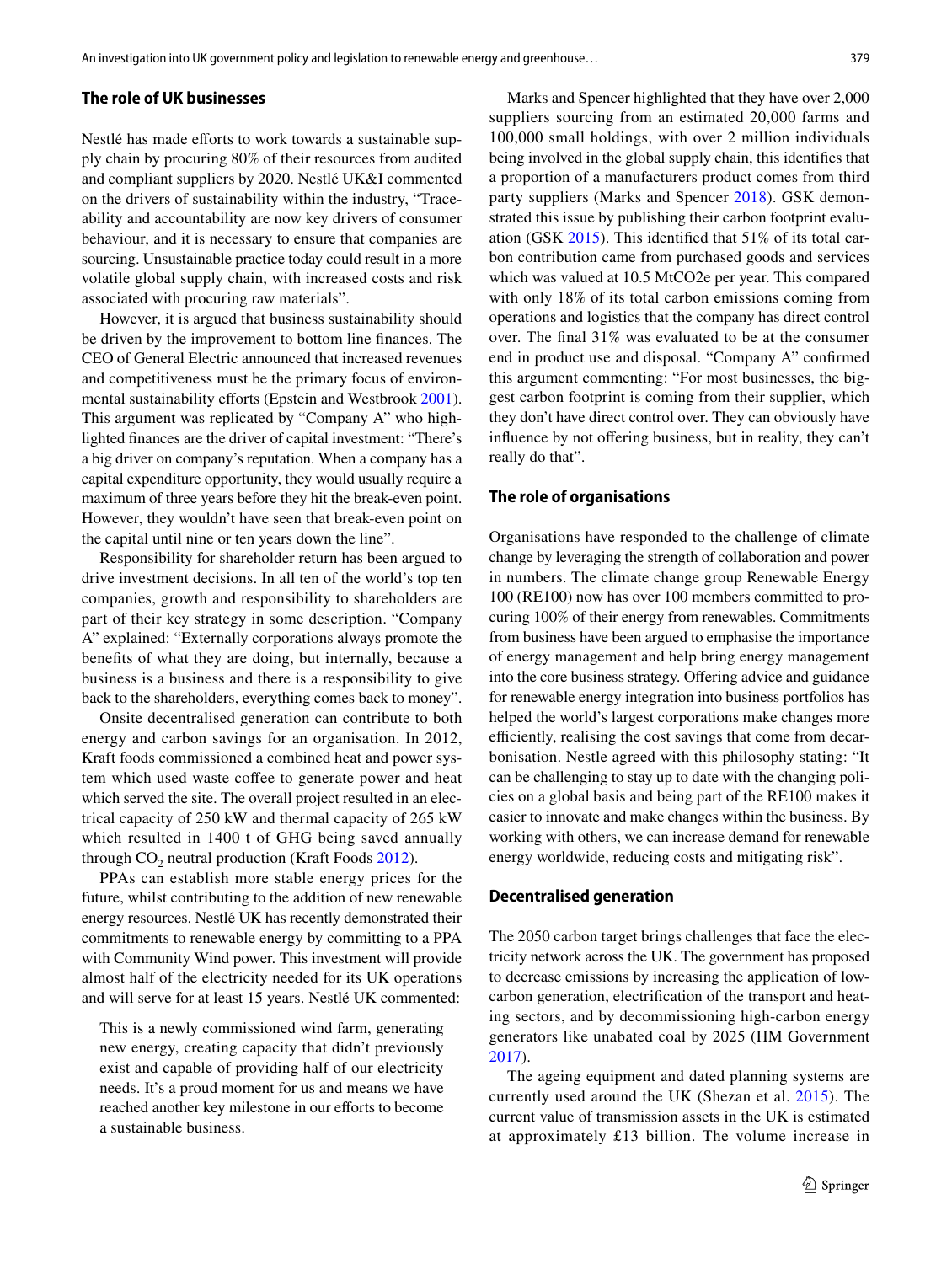### The role of UK businesses

Nestlé has made efforts to work towards a sustainable supply chain by procuring 80% of their resources from audited and compliant suppliers by 2020. Nestlé UK&I commented on the drivers of sustainability within the industry, "Traceability and accountability are now key drivers of consumer behaviour, and it is necessary to ensure that companies are sourcing. Unsustainable practice today could result in a more volatile global supply chain, with increased costs and risk associated with procuring raw materials".

However, it is argued that business sustainability should be driven by the improvement to bottom line finances. The CEO of General Electric announced that increased revenues and competitiveness must be the primary focus of environmental sustainability efforts (Epstein and Westbrook 2001). This argument was replicated by "Company A" who highlighted finances are the driver of capital investment: "There's a big driver on company's reputation. When a company has a capital expenditure opportunity, they would usually require a maximum of three years before they hit the break-even point. However, they wouldn't have seen that break-even point on the capital until nine or ten years down the line".

Responsibility for shareholder return has been argued to drive investment decisions. In all ten of the world's top ten companies, growth and responsibility to shareholders are part of their key strategy in some description. "Company A" explained: "Externally corporations always promote the benefits of what they are doing, but internally, because a business is a business and there is a responsibility to give back to the shareholders, everything comes back to money".

Onsite decentralised generation can contribute to both energy and carbon savings for an organisation. In 2012, Kraft foods commissioned a combined heat and power system which used waste coffee to generate power and heat which served the site. The overall project resulted in an electrical capacity of 250 kW and thermal capacity of 265 kW which resulted in 1400 t of GHG being saved annually through $CO_2$ neutral production (Kraft Foods 2012).

PPAs can establish more stable energy prices for the future, whilst contributing to the addition of new renewable energy resources. Nestlé UK has recently demonstrated their commitments to renewable energy by committing to a PPA with Community Wind power. This investment will provide almost half of the electricity needed for its UK operations and will serve for at least 15 years. Nestlé UK commented:

> This is a newly commissioned wind farm, generating new energy, creating capacity that didn't previously exist and capable of providing half of our electricity needs. It's a proud moment for us and means we have reached another key milestone in our efforts to become a sustainable business.

Marks and Spencer highlighted that they have over 2,000 suppliers sourcing from an estimated 20,000 farms and 100,000 small holdings, with over 2 million individuals being involved in the global supply chain, this identifies that a proportion of a manufacturers product comes from third party suppliers (Marks and Spencer 2018). GSK demonstrated this issue by publishing their carbon footprint evaluation (GSK 2015). This identified that 51% of its total carbon contribution came from purchased goods and services which was valued at 10.5 MtCO2e per year. This compared with only 18% of its total carbon emissions coming from operations and logistics that the company has direct control over. The final 31% was evaluated to be at the consumer end in product use and disposal. "Company A" confirmed this argument commenting: "For most businesses, the biggest carbon footprint is coming from their supplier, which they don't have direct control over. They can obviously have influence by not offering business, but in reality, they can't really do that".

### The role of organisations

Organisations have responded to the challenge of climate change by leveraging the strength of collaboration and power in numbers. The climate change group Renewable Energy 100 (RE100) now has over 100 members committed to procuring 100% of their energy from renewables. Commitments from business have been argued to emphasise the importance of energy management and help bring energy management into the core business strategy. Offering advice and guidance for renewable energy integration into business portfolios has helped the world's largest corporations make changes more efficiently, realising the cost savings that come from decarbonisation. Nestle agreed with this philosophy stating: "It can be challenging to stay up to date with the changing policies on a global basis and being part of the RE100 makes it easier to innovate and make changes within the business. By working with others, we can increase demand for renewable energy worldwide, reducing costs and mitigating risk".

### Decentralised generation

The 2050 carbon target brings challenges that face the electricity network across the UK. The government has proposed to decrease emissions by increasing the application of low-carbon generation, electrification of the transport and heating sectors, and by decommissioning high-carbon energy generators like unabated coal by 2025 (HM Government 2017).

The ageing equipment and dated planning systems are currently used around the UK (Shezan et al. 2015). The current value of transmission assets in the UK is estimated at approximately £13 billion. The volume increase in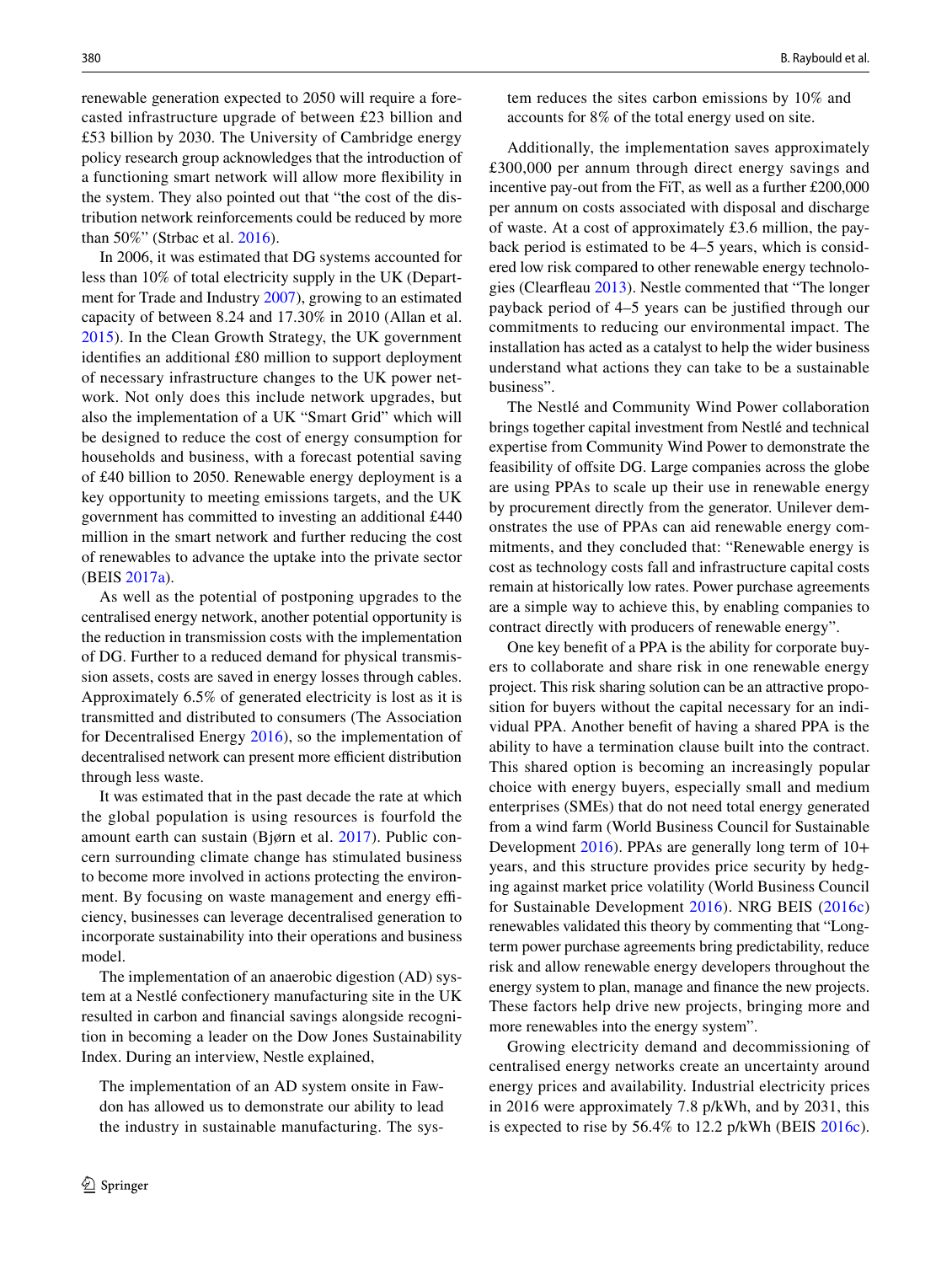renewable generation expected to 2050 will require a forecasted infrastructure upgrade of between £23 billion and £53 billion by 2030. The University of Cambridge energy policy research group acknowledges that the introduction of a functioning smart network will allow more flexibility in the system. They also pointed out that "the cost of the distribution network reinforcements could be reduced by more than 50%" (Strbac et al. 2016).

In 2006, it was estimated that DG systems accounted for less than 10% of total electricity supply in the UK (Department for Trade and Industry 2007), growing to an estimated capacity of between 8.24 and 17.30% in 2010 (Allan et al. 2015). In the Clean Growth Strategy, the UK government identifies an additional £80 million to support deployment of necessary infrastructure changes to the UK power network. Not only does this include network upgrades, but also the implementation of a UK "Smart Grid" which will be designed to reduce the cost of energy consumption for households and business, with a forecast potential saving of £40 billion to 2050. Renewable energy deployment is a key opportunity to meeting emissions targets, and the UK government has committed to investing an additional £440 million in the smart network and further reducing the cost of renewables to advance the uptake into the private sector (BEIS 2017a).

As well as the potential of postponing upgrades to the centralised energy network, another potential opportunity is the reduction in transmission costs with the implementation of DG. Further to a reduced demand for physical transmission assets, costs are saved in energy losses through cables. Approximately 6.5% of generated electricity is lost as it is transmitted and distributed to consumers (The Association for Decentralised Energy 2016), so the implementation of decentralised network can present more efficient distribution through less waste.

It was estimated that in the past decade the rate at which the global population is using resources is fourfold the amount earth can sustain (Bjørn et al. 2017). Public concern surrounding climate change has stimulated business to become more involved in actions protecting the environment. By focusing on waste management and energy efficiency, businesses can leverage decentralised generation to incorporate sustainability into their operations and business model.

The implementation of an anaerobic digestion (AD) system at a Nestlé confectionery manufacturing site in the UK resulted in carbon and financial savings alongside recognition in becoming a leader on the Dow Jones Sustainability Index. During an interview, Nestle explained,

> The implementation of an AD system onsite in Fawdon has allowed us to demonstrate our ability to lead the industry in sustainable manufacturing. The system reduces the sites carbon emissions by 10% and accounts for 8% of the total energy used on site.

Additionally, the implementation saves approximately £300,000 per annum through direct energy savings and incentive pay-out from the FiT, as well as a further £200,000 per annum on costs associated with disposal and discharge of waste. At a cost of approximately £3.6 million, the payback period is estimated to be 4–5 years, which is considered low risk compared to other renewable energy technologies (Clearfleau 2013). Nestle commented that "The longer payback period of 4–5 years can be justified through our commitments to reducing our environmental impact. The installation has acted as a catalyst to help the wider business understand what actions they can take to be a sustainable business".

The Nestlé and Community Wind Power collaboration brings together capital investment from Nestlé and technical expertise from Community Wind Power to demonstrate the feasibility of offsite DG. Large companies across the globe are using PPAs to scale up their use in renewable energy by procurement directly from the generator. Unilever demonstrates the use of PPAs can aid renewable energy commitments, and they concluded that: "Renewable energy is cost as technology costs fall and infrastructure capital costs remain at historically low rates. Power purchase agreements are a simple way to achieve this, by enabling companies to contract directly with producers of renewable energy".

One key benefit of a PPA is the ability for corporate buyers to collaborate and share risk in one renewable energy project. This risk sharing solution can be an attractive proposition for buyers without the capital necessary for an individual PPA. Another benefit of having a shared PPA is the ability to have a termination clause built into the contract. This shared option is becoming an increasingly popular choice with energy buyers, especially small and medium enterprises (SMEs) that do not need total energy generated from a wind farm (World Business Council for Sustainable Development 2016). PPAs are generally long term of 10+ years, and this structure provides price security by hedging against market price volatility (World Business Council for Sustainable Development 2016). NRG BEIS (2016c) renewables validated this theory by commenting that "Long-term power purchase agreements bring predictability, reduce risk and allow renewable energy developers throughout the energy system to plan, manage and finance the new projects. These factors help drive new projects, bringing more and more renewables into the energy system".

Growing electricity demand and decommissioning of centralised energy networks create an uncertainty around energy prices and availability. Industrial electricity prices in 2016 were approximately 7.8 p/kWh, and by 2031, this is expected to rise by 56.4% to 12.2 p/kWh (BEIS 2016c).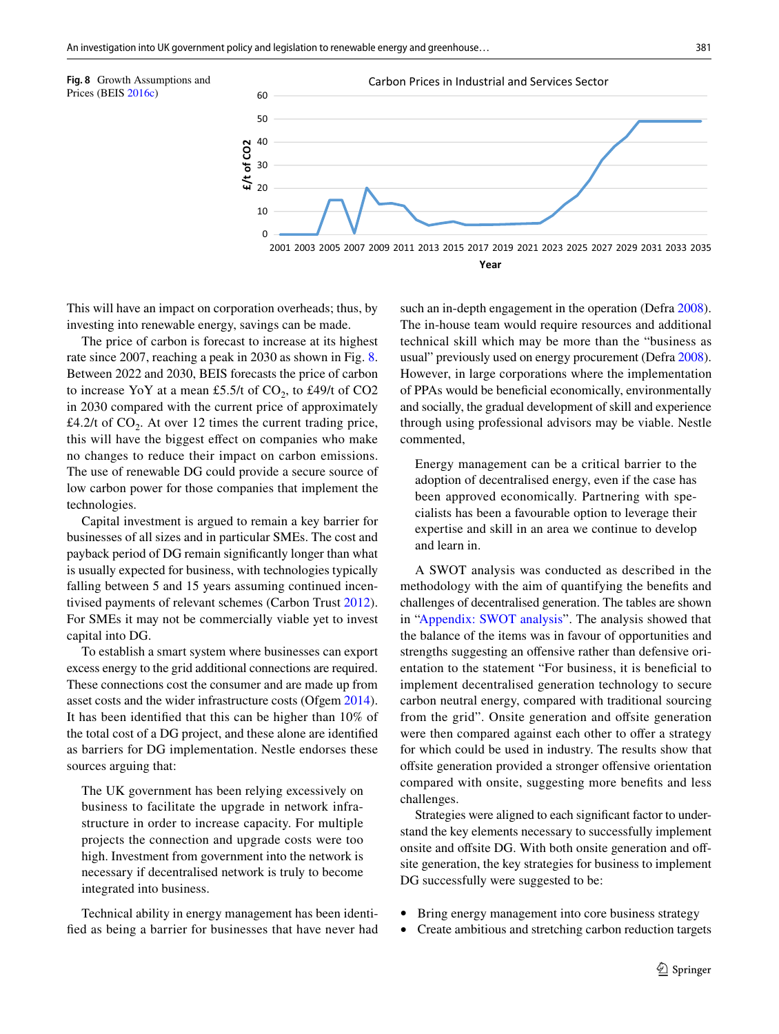Fig. 8 Growth Assumptions and Prices (BEIS 2016c)

This will have an impact on corporation overheads; thus, by investing into renewable energy, savings can be made.

The price of carbon is forecast to increase at its highest rate since 2007, reaching a peak in 2030 as shown in Fig. 8. Between 2022 and 2030, BEIS forecasts the price of carbon to increase YoY at a mean £5.5/t of $CO_2$, to £49/t of CO2 in 2030 compared with the current price of approximately £4.2/t of $CO_2$. At over 12 times the current trading price, this will have the biggest effect on companies who make no changes to reduce their impact on carbon emissions. The use of renewable DG could provide a secure source of low carbon power for those companies that implement the technologies.

Capital investment is argued to remain a key barrier for businesses of all sizes and in particular SMEs. The cost and payback period of DG remain significantly longer than what is usually expected for business, with technologies typically falling between 5 and 15 years assuming continued incentivised payments of relevant schemes (Carbon Trust 2012). For SMEs it may not be commercially viable yet to invest capital into DG.

To establish a smart system where businesses can export excess energy to the grid additional connections are required. These connections cost the consumer and are made up from asset costs and the wider infrastructure costs (Ofgem 2014). It has been identified that this can be higher than 10% of the total cost of a DG project, and these alone are identified as barriers for DG implementation. Nestle endorses these sources arguing that:

> The UK government has been relying excessively on business to facilitate the upgrade in network infrastructure in order to increase capacity. For multiple projects the connection and upgrade costs were too high. Investment from government into the network is necessary if decentralised network is truly to become integrated into business.

Technical ability in energy management has been identified as being a barrier for businesses that have never had such an in-depth engagement in the operation (Defra 2008). The in-house team would require resources and additional technical skill which may be more than the "business as usual" previously used on energy procurement (Defra 2008). However, in large corporations where the implementation of PPAs would be beneficial economically, environmentally and socially, the gradual development of skill and experience through using professional advisors may be viable. Nestle commented,

> Energy management can be a critical barrier to the adoption of decentralised energy, even if the case has been approved economically. Partnering with specialists has been a favourable option to leverage their expertise and skill in an area we continue to develop and learn in.

A SWOT analysis was conducted as described in the methodology with the aim of quantifying the benefits and challenges of decentralised generation. The tables are shown in "Appendix: SWOT analysis". The analysis showed that the balance of the items was in favour of opportunities and strengths suggesting an offensive rather than defensive orientation to the statement "For business, it is beneficial to implement decentralised generation technology to secure carbon neutral energy, compared with traditional sourcing from the grid". Onsite generation and offsite generation were then compared against each other to offer a strategy for which could be used in industry. The results show that offsite generation provided a stronger offensive orientation compared with onsite, suggesting more benefits and less challenges.

Strategies were aligned to each significant factor to understand the key elements necessary to successfully implement onsite and offsite DG. With both onsite generation and offsite generation, the key strategies for business to implement DG successfully were suggested to be:

- Bring energy management into core business strategy
- Create ambitious and stretching carbon reduction targets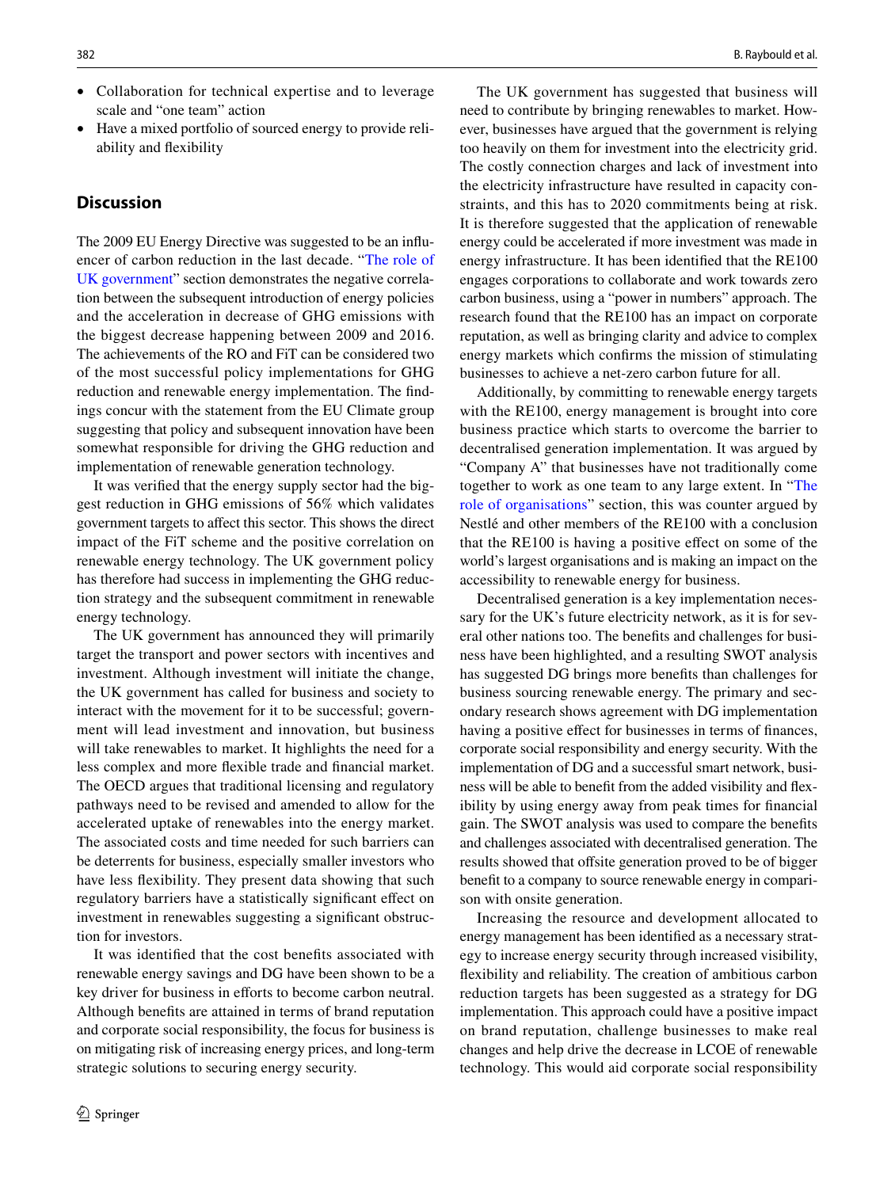- Collaboration for technical expertise and to leverage scale and "one team" action
- Have a mixed portfolio of sourced energy to provide reliability and flexibility

## Discussion

The 2009 EU Energy Directive was suggested to be an influencer of carbon reduction in the last decade. "The role of UK government" section demonstrates the negative correlation between the subsequent introduction of energy policies and the acceleration in decrease of GHG emissions with the biggest decrease happening between 2009 and 2016. The achievements of the RO and FiT can be considered two of the most successful policy implementations for GHG reduction and renewable energy implementation. The findings concur with the statement from the EU Climate group suggesting that policy and subsequent innovation have been somewhat responsible for driving the GHG reduction and implementation of renewable generation technology.

It was verified that the energy supply sector had the biggest reduction in GHG emissions of 56% which validates government targets to affect this sector. This shows the direct impact of the FiT scheme and the positive correlation on renewable energy technology. The UK government policy has therefore had success in implementing the GHG reduction strategy and the subsequent commitment in renewable energy technology.

The UK government has announced they will primarily target the transport and power sectors with incentives and investment. Although investment will initiate the change, the UK government has called for business and society to interact with the movement for it to be successful; government will lead investment and innovation, but business will take renewables to market. It highlights the need for a less complex and more flexible trade and financial market. The OECD argues that traditional licensing and regulatory pathways need to be revised and amended to allow for the accelerated uptake of renewables into the energy market. The associated costs and time needed for such barriers can be deterrents for business, especially smaller investors who have less flexibility. They present data showing that such regulatory barriers have a statistically significant effect on investment in renewables suggesting a significant obstruction for investors.

It was identified that the cost benefits associated with renewable energy savings and DG have been shown to be a key driver for business in efforts to become carbon neutral. Although benefits are attained in terms of brand reputation and corporate social responsibility, the focus for business is on mitigating risk of increasing energy prices, and long-term strategic solutions to securing energy security.

The UK government has suggested that business will need to contribute by bringing renewables to market. However, businesses have argued that the government is relying too heavily on them for investment into the electricity grid. The costly connection charges and lack of investment into the electricity infrastructure have resulted in capacity constraints, and this has to 2020 commitments being at risk. It is therefore suggested that the application of renewable energy could be accelerated if more investment was made in energy infrastructure. It has been identified that the RE100 engages corporations to collaborate and work towards zero carbon business, using a "power in numbers" approach. The research found that the RE100 has an impact on corporate reputation, as well as bringing clarity and advice to complex energy markets which confirms the mission of stimulating businesses to achieve a net-zero carbon future for all.

Additionally, by committing to renewable energy targets with the RE100, energy management is brought into core business practice which starts to overcome the barrier to decentralised generation implementation. It was argued by "Company A" that businesses have not traditionally come together to work as one team to any large extent. In "The role of organisations" section, this was counter argued by Nestlé and other members of the RE100 with a conclusion that the RE100 is having a positive effect on some of the world's largest organisations and is making an impact on the accessibility to renewable energy for business.

Decentralised generation is a key implementation necessary for the UK's future electricity network, as it is for several other nations too. The benefits and challenges for business have been highlighted, and a resulting SWOT analysis has suggested DG brings more benefits than challenges for business sourcing renewable energy. The primary and secondary research shows agreement with DG implementation having a positive effect for businesses in terms of finances, corporate social responsibility and energy security. With the implementation of DG and a successful smart network, business will be able to benefit from the added visibility and flexibility by using energy away from peak times for financial gain. The SWOT analysis was used to compare the benefits and challenges associated with decentralised generation. The results showed that offsite generation proved to be of bigger benefit to a company to source renewable energy in comparison with onsite generation.

Increasing the resource and development allocated to energy management has been identified as a necessary strategy to increase energy security through increased visibility, flexibility and reliability. The creation of ambitious carbon reduction targets has been suggested as a strategy for DG implementation. This approach could have a positive impact on brand reputation, challenge businesses to make real changes and help drive the decrease in LCOE of renewable technology. This would aid corporate social responsibility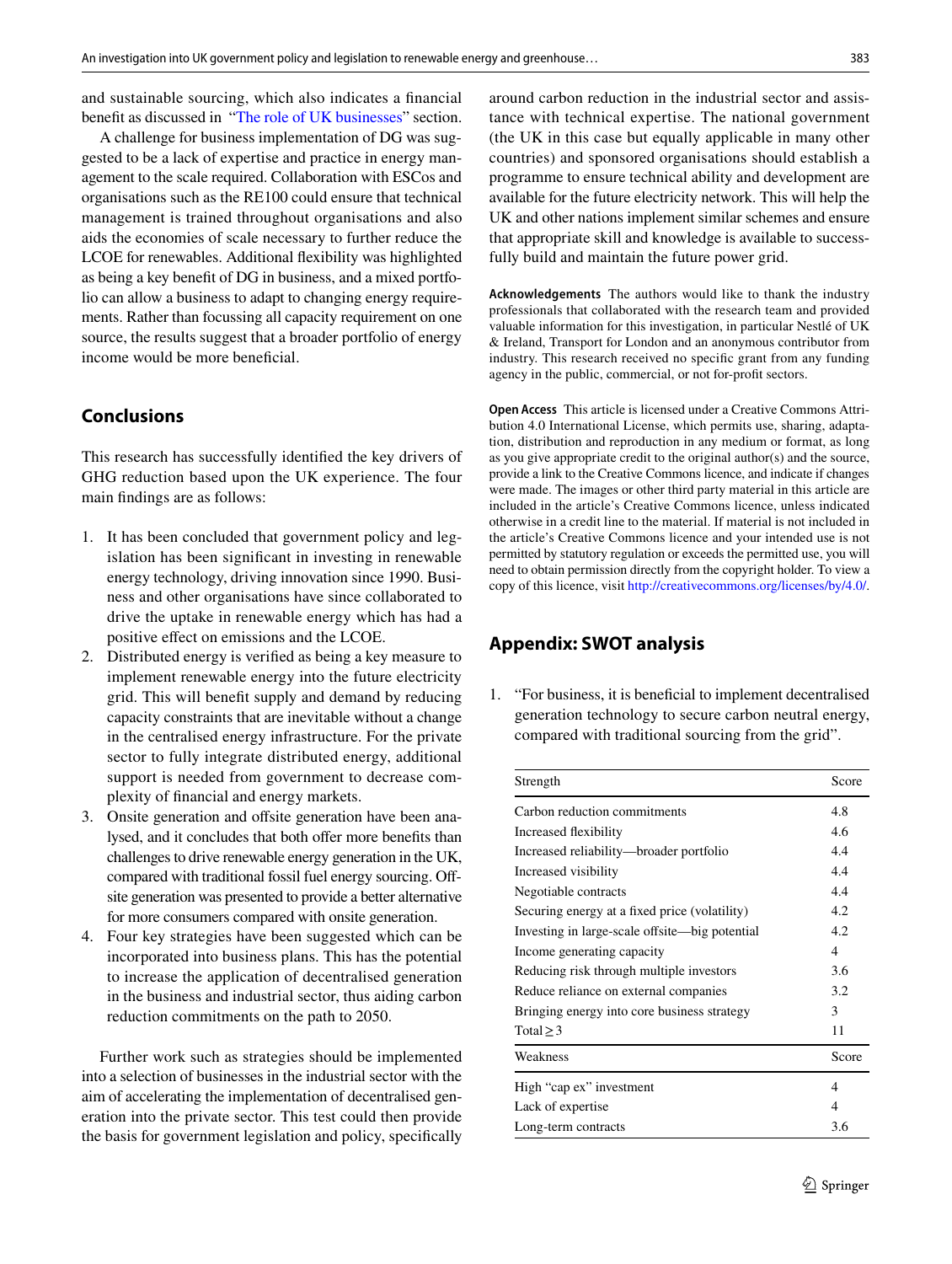and sustainable sourcing, which also indicates a financial benefit as discussed in "The role of UK businesses" section.

A challenge for business implementation of DG was suggested to be a lack of expertise and practice in energy management to the scale required. Collaboration with ESCos and organisations such as the RE100 could ensure that technical management is trained throughout organisations and also aids the economies of scale necessary to further reduce the LCOE for renewables. Additional flexibility was highlighted as being a key benefit of DG in business, and a mixed portfolio can allow a business to adapt to changing energy requirements. Rather than focussing all capacity requirement on one source, the results suggest that a broader portfolio of energy income would be more beneficial.

## Conclusions

This research has successfully identified the key drivers of GHG reduction based upon the UK experience. The four main findings are as follows:

1. It has been concluded that government policy and legislation has been significant in investing in renewable energy technology, driving innovation since 1990. Business and other organisations have since collaborated to drive the uptake in renewable energy which has had a positive effect on emissions and the LCOE.
2. Distributed energy is verified as being a key measure to implement renewable energy into the future electricity grid. This will benefit supply and demand by reducing capacity constraints that are inevitable without a change in the centralised energy infrastructure. For the private sector to fully integrate distributed energy, additional support is needed from government to decrease complexity of financial and energy markets.
3. Onsite generation and offsite generation have been analysed, and it concludes that both offer more benefits than challenges to drive renewable energy generation in the UK, compared with traditional fossil fuel energy sourcing. Offsite generation was presented to provide a better alternative for more consumers compared with onsite generation.
4. Four key strategies have been suggested which can be incorporated into business plans. This has the potential to increase the application of decentralised generation in the business and industrial sector, thus aiding carbon reduction commitments on the path to 2050.

Further work such as strategies should be implemented into a selection of businesses in the industrial sector with the aim of accelerating the implementation of decentralised generation into the private sector. This test could then provide the basis for government legislation and policy, specifically around carbon reduction in the industrial sector and assistance with technical expertise. The national government (the UK in this case but equally applicable in many other countries) and sponsored organisations should establish a programme to ensure technical ability and development are available for the future electricity network. This will help the UK and other nations implement similar schemes and ensure that appropriate skill and knowledge is available to successfully build and maintain the future power grid.

**Acknowledgements** The authors would like to thank the industry professionals that collaborated with the research team and provided valuable information for this investigation, in particular Nestlé of UK & Ireland, Transport for London and an anonymous contributor from industry. This research received no specific grant from any funding agency in the public, commercial, or not for-profit sectors.

**Open Access** This article is licensed under a Creative Commons Attribution 4.0 International License, which permits use, sharing, adaptation, distribution and reproduction in any medium or format, as long as you give appropriate credit to the original author(s) and the source, provide a link to the Creative Commons licence, and indicate if changes were made. The images or other third party material in this article are included in the article's Creative Commons licence, unless indicated otherwise in a credit line to the material. If material is not included in the article's Creative Commons licence and your intended use is not permitted by statutory regulation or exceeds the permitted use, you will need to obtain permission directly from the copyright holder. To view a copy of this licence, visit http://creativecommons.org/licenses/by/4.0/.

## Appendix: SWOT analysis

1. "For business, it is beneficial to implement decentralised generation technology to secure carbon neutral energy, compared with traditional sourcing from the grid".

| Strength | Score |
|---|---|
| Carbon reduction commitments | 4.8 |
| Increased flexibility | 4.6 |
| Increased reliability—broader portfolio | 4.4 |
| Increased visibility | 4.4 |
| Negotiable contracts | 4.4 |
| Securing energy at a fixed price (volatility) | 4.2 |
| Investing in large-scale offsite—big potential | 4.2 |
| Income generating capacity | 4 |
| Reducing risk through multiple investors | 3.6 |
| Reduce reliance on external companies | 3.2 |
| Bringing energy into core business strategy | 3 |
| Total ≥ 3 | 11 |
| **Weakness** | **Score** |
| High "cap ex" investment | 4 |
| Lack of expertise | 4 |
| Long-term contracts | 3.6 |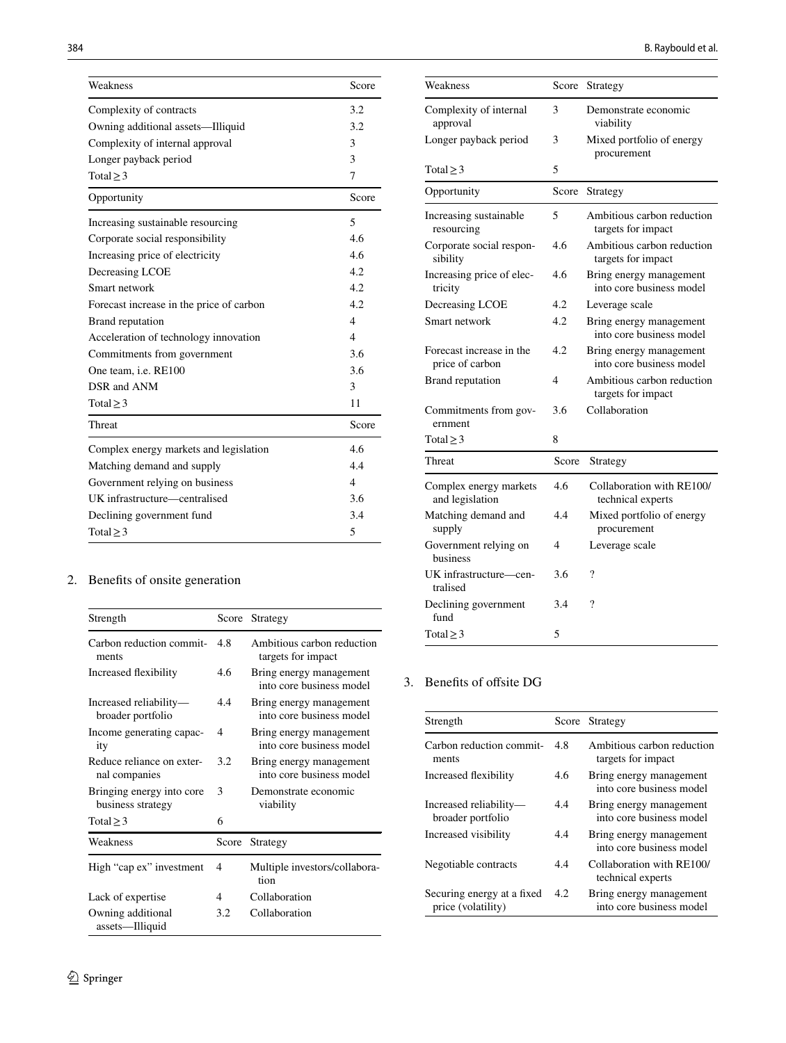| Weakness | Score |
|---|---|
| Complexity of contracts | 3.2 |
| Owning additional assets—Illiquid | 3.2 |
| Complexity of internal approval | 3 |
| Longer payback period | 3 |
| Total ≥ 3 | 7 |
| **Opportunity** | **Score** |
| Increasing sustainable resourcing | 5 |
| Corporate social responsibility | 4.6 |
| Increasing price of electricity | 4.6 |
| Decreasing LCOE | 4.2 |
| Smart network | 4.2 |
| Forecast increase in the price of carbon | 4.2 |
| Brand reputation | 4 |
| Acceleration of technology innovation | 4 |
| Commitments from government | 3.6 |
| One team, i.e. RE100 | 3.6 |
| DSR and ANM | 3 |
| Total ≥ 3 | 11 |
| **Threat** | **Score** |
| Complex energy markets and legislation | 4.6 |
| Matching demand and supply | 4.4 |
| Government relying on business | 4 |
| UK infrastructure—centralised | 3.6 |
| Declining government fund | 3.4 |
| Total ≥ 3 | 5 |

2. Benefits of onsite generation

| Strength | Score | Strategy |
|---|---|---|
| Carbon reduction commitments | 4.8 | Ambitious carbon reduction targets for impact |
| Increased flexibility | 4.6 | Bring energy management into core business model |
| Increased reliability—broader portfolio | 4.4 | Bring energy management into core business model |
| Income generating capacity | 4 | Bring energy management into core business model |
| Reduce reliance on external companies | 3.2 | Bring energy management into core business model |
| Bringing energy into core business strategy | 3 | Demonstrate economic viability |
| Total ≥ 3 | 6 | |
| **Weakness** | **Score** | **Strategy** |
| High "cap ex" investment | 4 | Multiple investors/collaboration |
| Lack of expertise | 4 | Collaboration |
| Owning additional assets—Illiquid | 3.2 | Collaboration |
| Complexity of internal approval | 3 | Demonstrate economic viability |
| Longer payback period | 3 | Mixed portfolio of energy procurement |
| Total ≥ 3 | 5 | |
| **Opportunity** | **Score** | **Strategy** |
| Increasing sustainable resourcing | 5 | Ambitious carbon reduction targets for impact |
| Corporate social responsibility | 4.6 | Ambitious carbon reduction targets for impact |
| Increasing price of electricity | 4.6 | Bring energy management into core business model |
| Decreasing LCOE | 4.2 | Leverage scale |
| Smart network | 4.2 | Bring energy management into core business model |
| Forecast increase in the price of carbon | 4.2 | Bring energy management into core business model |
| Brand reputation | 4 | Ambitious carbon reduction targets for impact |
| Commitments from government | 3.6 | Collaboration |
| Total ≥ 3 | 8 | |
| **Threat** | **Score** | **Strategy** |
| Complex energy markets and legislation | 4.6 | Collaboration with RE100/technical experts |
| Matching demand and supply | 4.4 | Mixed portfolio of energy procurement |
| Government relying on business | 4 | Leverage scale |
| UK infrastructure—centralised | 3.6 | ? |
| Declining government fund | 3.4 | ? |
| Total ≥ 3 | 5 | |

3. Benefits of offsite DG

| Strength | Score | Strategy |
|---|---|---|
| Carbon reduction commitments | 4.8 | Ambitious carbon reduction targets for impact |
| Increased flexibility | 4.6 | Bring energy management into core business model |
| Increased reliability—broader portfolio | 4.4 | Bring energy management into core business model |
| Increased visibility | 4.4 | Bring energy management into core business model |
| Negotiable contracts | 4.4 | Collaboration with RE100/technical experts |
| Securing energy at a fixed price (volatility) | 4.2 | Bring energy management into core business model |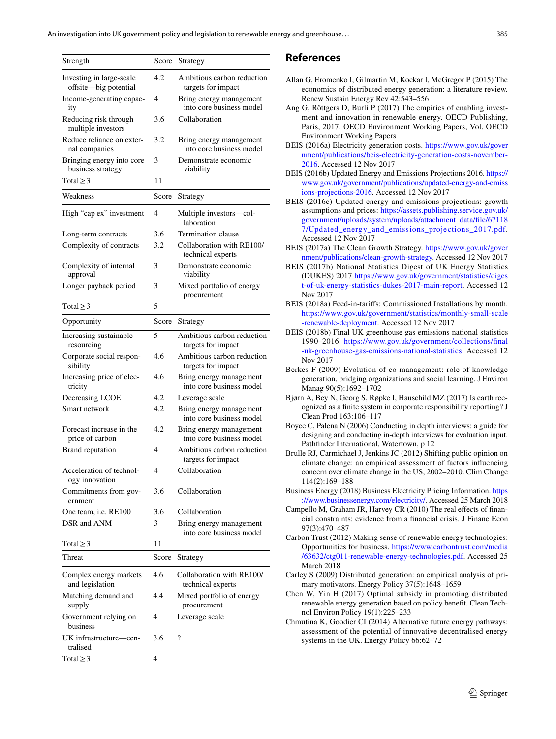| Strength | Score | Strategy |
|---|---|---|
| Investing in large-scale offsite—big potential | 4.2 | Ambitious carbon reduction targets for impact |
| Income-generating capacity | 4 | Bring energy management into core business model |
| Reducing risk through multiple investors | 3.6 | Collaboration |
| Reduce reliance on external companies | 3.2 | Bring energy management into core business model |
| Bringing energy into core business strategy | 3 | Demonstrate economic viability |
| Total ≥ 3 | 11 | |
| **Weakness** | **Score** | **Strategy** |
| High "cap ex" investment | 4 | Multiple investors—collaboration |
| Long-term contracts | 3.6 | Termination clause |
| Complexity of contracts | 3.2 | Collaboration with RE100/technical experts |
| Complexity of internal approval | 3 | Demonstrate economic viability |
| Longer payback period | 3 | Mixed portfolio of energy procurement |
| Total ≥ 3 | 5 | |
| **Opportunity** | **Score** | **Strategy** |
| Increasing sustainable resourcing | 5 | Ambitious carbon reduction targets for impact |
| Corporate social responsibility | 4.6 | Ambitious carbon reduction targets for impact |
| Increasing price of electricity | 4.6 | Bring energy management into core business model |
| Decreasing LCOE | 4.2 | Leverage scale |
| Smart network | 4.2 | Bring energy management into core business model |
| Forecast increase in the price of carbon | 4.2 | Bring energy management into core business model |
| Brand reputation | 4 | Ambitious carbon reduction targets for impact |
| Acceleration of technology innovation | 4 | Collaboration |
| Commitments from government | 3.6 | Collaboration |
| One team, i.e. RE100 | 3.6 | Collaboration |
| DSR and ANM | 3 | Bring energy management into core business model |
| Total ≥ 3 | 11 | |
| **Threat** | **Score** | **Strategy** |
| Complex energy markets and legislation | 4.6 | Collaboration with RE100/technical experts |
| Matching demand and supply | 4.4 | Mixed portfolio of energy procurement |
| Government relying on business | 4 | Leverage scale |
| UK infrastructure—centralised | 3.6 | ? |
| Total ≥ 3 | 4 | |

## References

Allan G, Eromenko I, Gilmartin M, Kockar I, McGregor P (2015) The economics of distributed energy generation: a literature review. Renew Sustain Energy Rev 42:543–556

Ang G, Röttgers D, Burli P (2017) The empirics of enabling investment and innovation in renewable energy. OECD Publishing, Paris, 2017, OECD Environment Working Papers, Vol. OECD Environment Working Papers

BEIS (2016a) Electricity generation costs. https://www.gov.uk/government/publications/beis-electricity-generation-costs-november-2016. Accessed 12 Nov 2017

BEIS (2016b) Updated Energy and Emissions Projections 2016. https://www.gov.uk/government/publications/updated-energy-and-emissions-projections-2016. Accessed 12 Nov 2017

BEIS (2016c) Updated energy and emissions projections: growth assumptions and prices: https://assets.publishing.service.gov.uk/government/uploads/system/uploads/attachment_data/file/671187/Updated_energy_and_emissions_projections_2017.pdf. Accessed 12 Nov 2017

BEIS (2017a) The Clean Growth Strategy. https://www.gov.uk/government/publications/clean-growth-strategy. Accessed 12 Nov 2017

BEIS (2017b) National Statistics Digest of UK Energy Statistics (DUKES) 2017 https://www.gov.uk/government/statistics/digest-of-uk-energy-statistics-dukes-2017-main-report. Accessed 12 Nov 2017

BEIS (2018a) Feed-in-tariffs: Commissioned Installations by month. https://www.gov.uk/government/statistics/monthly-small-scale-renewable-deployment. Accessed 12 Nov 2017

BEIS (2018b) Final UK greenhouse gas emissions national statistics 1990–2016. https://www.gov.uk/government/collections/final-uk-greenhouse-gas-emissions-national-statistics. Accessed 12 Nov 2017

Berkes F (2009) Evolution of co-management: role of knowledge generation, bridging organizations and social learning. J Environ Manag 90(5):1692–1702

Bjørn A, Bey N, Georg S, Røpke I, Hauschild MZ (2017) Is earth recognized as a finite system in corporate responsibility reporting? J Clean Prod 163:106–117

Boyce C, Palena N (2006) Conducting in depth interviews: a guide for designing and conducting in-depth interviews for evaluation input. Pathfinder International, Watertown, p 12

Brulle RJ, Carmichael J, Jenkins JC (2012) Shifting public opinion on climate change: an empirical assessment of factors influencing concern over climate change in the US, 2002–2010. Clim Change 114(2):169–188

Business Energy (2018) Business Electricity Pricing Information. https://www.businessenergy.com/electricity/. Accessed 25 March 2018

Campello M, Graham JR, Harvey CR (2010) The real effects of financial constraints: evidence from a financial crisis. J Financ Econ 97(3):470–487

Carbon Trust (2012) Making sense of renewable energy technologies: Opportunities for business. https://www.carbontrust.com/media/63632/ctg011-renewable-energy-technologies.pdf. Accessed 25 March 2018

Carley S (2009) Distributed generation: an empirical analysis of primary motivators. Energy Policy 37(5):1648–1659

Chen W, Yin H (2017) Optimal subsidy in promoting distributed renewable energy generation based on policy benefit. Clean Technol Environ Policy 19(1):225–233

Chmutina K, Goodier CI (2014) Alternative future energy pathways: assessment of the potential of innovative decentralised energy systems in the UK. Energy Policy 66:62–72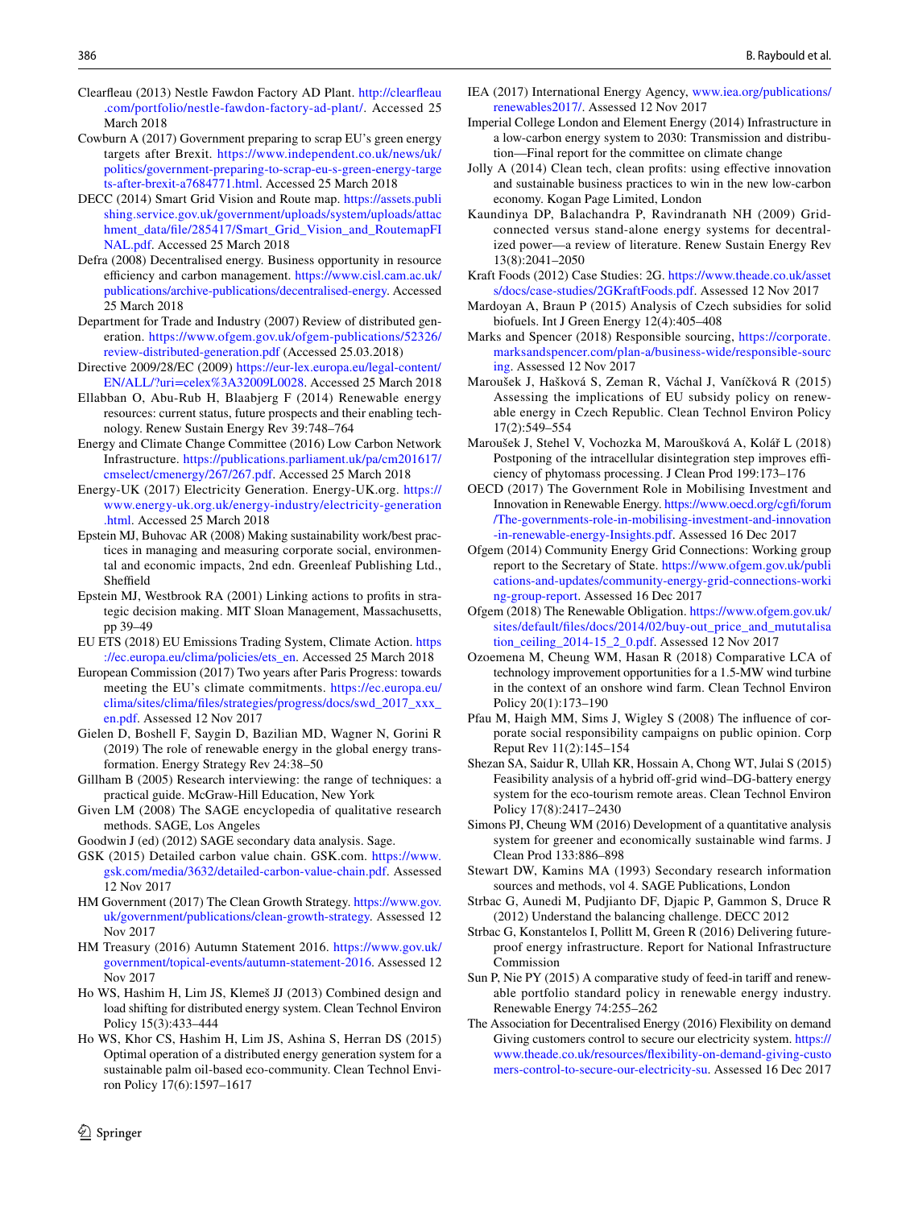Clearfleau (2013) Nestle Fawdon Factory AD Plant. http://clearfleau.com/portfolio/nestle-fawdon-factory-ad-plant/. Accessed 25 March 2018

Cowburn A (2017) Government preparing to scrap EU's green energy targets after Brexit. https://www.independent.co.uk/news/uk/politics/government-preparing-to-scrap-eu-s-green-energy-targets-after-brexit-a7684771.html. Accessed 25 March 2018

DECC (2014) Smart Grid Vision and Route map. https://assets.publishing.service.gov.uk/government/uploads/system/uploads/attachment_data/file/285417/Smart_Grid_Vision_and_RoutemapFINAL.pdf. Accessed 25 March 2018

Defra (2008) Decentralised energy. Business opportunity in resource efficiency and carbon management. https://www.cisl.cam.ac.uk/publications/archive-publications/decentralised-energy. Accessed 25 March 2018

Department for Trade and Industry (2007) Review of distributed generation. https://www.ofgem.gov.uk/ofgem-publications/52326/review-distributed-generation.pdf (Accessed 25.03.2018)

Directive 2009/28/EC (2009) https://eur-lex.europa.eu/legal-content/EN/ALL/?uri=celex%3A32009L0028. Accessed 25 March 2018

Ellabban O, Abu-Rub H, Blaabjerg F (2014) Renewable energy resources: current status, future prospects and their enabling technology. Renew Sustain Energy Rev 39:748–764

Energy and Climate Change Committee (2016) Low Carbon Network Infrastructure. https://publications.parliament.uk/pa/cm201617/cmselect/cmenergy/267/267.pdf. Accessed 25 March 2018

Energy-UK (2017) Electricity Generation. Energy-UK.org. https://www.energy-uk.org.uk/energy-industry/electricity-generation.html. Accessed 25 March 2018

Epstein MJ, Buhovac AR (2008) Making sustainability work/best practices in managing and measuring corporate social, environmental and economic impacts, 2nd edn. Greenleaf Publishing Ltd., Sheffield

Epstein MJ, Westbrook RA (2001) Linking actions to profits in strategic decision making. MIT Sloan Management, Massachusetts, pp 39–49

EU ETS (2018) EU Emissions Trading System, Climate Action. https://ec.europa.eu/clima/policies/ets_en. Accessed 25 March 2018

European Commission (2017) Two years after Paris Progress: towards meeting the EU's climate commitments. https://ec.europa.eu/clima/sites/clima/files/strategies/progress/docs/swd_2017_xxx_en.pdf. Assessed 12 Nov 2017

Gielen D, Boshell F, Saygin D, Bazilian MD, Wagner N, Gorini R (2019) The role of renewable energy in the global energy transformation. Energy Strategy Rev 24:38–50

Gillham B (2005) Research interviewing: the range of techniques: a practical guide. McGraw-Hill Education, New York

Given LM (2008) The SAGE encyclopedia of qualitative research methods. SAGE, Los Angeles

Goodwin J (ed) (2012) SAGE secondary data analysis. Sage.

GSK (2015) Detailed carbon value chain. GSK.com. https://www.gsk.com/media/3632/detailed-carbon-value-chain.pdf. Assessed 12 Nov 2017

HM Government (2017) The Clean Growth Strategy. https://www.gov.uk/government/publications/clean-growth-strategy. Assessed 12 Nov 2017

HM Treasury (2016) Autumn Statement 2016. https://www.gov.uk/government/topical-events/autumn-statement-2016. Assessed 12 Nov 2017

Ho WS, Hashim H, Lim JS, Klemeš JJ (2013) Combined design and load shifting for distributed energy system. Clean Technol Environ Policy 15(3):433–444

Ho WS, Khor CS, Hashim H, Lim JS, Ashina S, Herran DS (2015) Optimal operation of a distributed energy generation system for a sustainable palm oil-based eco-community. Clean Technol Environ Policy 17(6):1597–1617

IEA (2017) International Energy Agency, www.iea.org/publications/renewables2017/. Assessed 12 Nov 2017

Imperial College London and Element Energy (2014) Infrastructure in a low-carbon energy system to 2030: Transmission and distribution—Final report for the committee on climate change

Jolly A (2014) Clean tech, clean profits: using effective innovation and sustainable business practices to win in the new low-carbon economy. Kogan Page Limited, London

Kaundinya DP, Balachandra P, Ravindranath NH (2009) Grid-connected versus stand-alone energy systems for decentralized power—a review of literature. Renew Sustain Energy Rev 13(8):2041–2050

Kraft Foods (2012) Case Studies: 2G. https://www.theade.co.uk/assets/docs/case-studies/2GKraftFoods.pdf. Assessed 12 Nov 2017

Mardoyan A, Braun P (2015) Analysis of Czech subsidies for solid biofuels. Int J Green Energy 12(4):405–408

Marks and Spencer (2018) Responsible sourcing, https://corporate.marksandspencer.com/plan-a/business-wide/responsible-sourcing. Assessed 12 Nov 2017

Maroušek J, Hašková S, Zeman R, Váchal J, Vaníčková R (2015) Assessing the implications of EU subsidy policy on renewable energy in Czech Republic. Clean Technol Environ Policy 17(2):549–554

Maroušek J, Stehel V, Vochozka M, Maroušková A, Kolář L (2018) Postponing of the intracellular disintegration step improves efficiency of phytomass processing. J Clean Prod 199:173–176

OECD (2017) The Government Role in Mobilising Investment and Innovation in Renewable Energy. https://www.oecd.org/cgfi/forum/The-governments-role-in-mobilising-investment-and-innovation-in-renewable-energy-Insights.pdf. Assessed 16 Dec 2017

Ofgem (2014) Community Energy Grid Connections: Working group report to the Secretary of State. https://www.ofgem.gov.uk/publications-and-updates/community-energy-grid-connections-working-group-report. Assessed 16 Dec 2017

Ofgem (2018) The Renewable Obligation. https://www.ofgem.gov.uk/sites/default/files/docs/2014/02/buy-out_price_and_mututalisation_ceiling_2014-15_2_0.pdf. Assessed 12 Nov 2017

Ozoemena M, Cheung WM, Hasan R (2018) Comparative LCA of technology improvement opportunities for a 1.5-MW wind turbine in the context of an onshore wind farm. Clean Technol Environ Policy 20(1):173–190

Pfau M, Haigh MM, Sims J, Wigley S (2008) The influence of corporate social responsibility campaigns on public opinion. Corp Reput Rev 11(2):145–154

Shezan SA, Saidur R, Ullah KR, Hossain A, Chong WT, Julai S (2015) Feasibility analysis of a hybrid off-grid wind–DG-battery energy system for the eco-tourism remote areas. Clean Technol Environ Policy 17(8):2417–2430

Simons PJ, Cheung WM (2016) Development of a quantitative analysis system for greener and economically sustainable wind farms. J Clean Prod 133:886–898

Stewart DW, Kamins MA (1993) Secondary research information sources and methods, vol 4. SAGE Publications, London

Strbac G, Aunedi M, Pudjianto DF, Djapic P, Gammon S, Druce R (2012) Understand the balancing challenge. DECC 2012

Strbac G, Konstantelos I, Pollitt M, Green R (2016) Delivering future-proof energy infrastructure. Report for National Infrastructure Commission

Sun P, Nie PY (2015) A comparative study of feed-in tariff and renewable portfolio standard policy in renewable energy industry. Renewable Energy 74:255–262

The Association for Decentralised Energy (2016) Flexibility on demand Giving customers control to secure our electricity system. https://www.theade.co.uk/resources/flexibility-on-demand-giving-customers-control-to-secure-our-electricity-su. Assessed 16 Dec 2017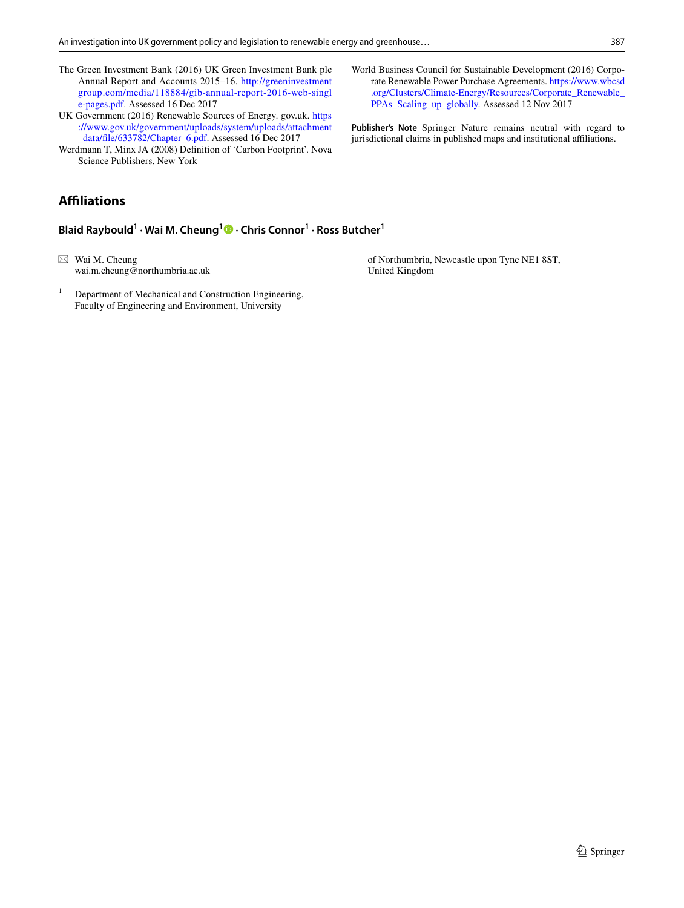The Green Investment Bank (2016) UK Green Investment Bank plc Annual Report and Accounts 2015–16. http://greeninvestmentgroup.com/media/118884/gib-annual-report-2016-web-single-pages.pdf. Assessed 16 Dec 2017

UK Government (2016) Renewable Sources of Energy. gov.uk. https://www.gov.uk/government/uploads/system/uploads/attachment_data/file/633782/Chapter_6.pdf. Assessed 16 Dec 2017

Werdmann T, Minx JA (2008) Definition of 'Carbon Footprint'. Nova Science Publishers, New York

World Business Council for Sustainable Development (2016) Corporate Renewable Power Purchase Agreements. https://www.wbcsd.org/Clusters/Climate-Energy/Resources/Corporate_Renewable_PPAs_Scaling_up_globally. Assessed 12 Nov 2017

**Publisher's Note** Springer Nature remains neutral with regard to jurisdictional claims in published maps and institutional affiliations.

## Affiliations

**Blaid Raybould[1] · Wai M. Cheung[1] · Chris Connor[1] · Ross Butcher[1]**

✉ Wai M. Cheung
wai.m.cheung@northumbria.ac.uk

[1] Department of Mechanical and Construction Engineering, Faculty of Engineering and Environment, University of Northumbria, Newcastle upon Tyne NE1 8ST, United Kingdom